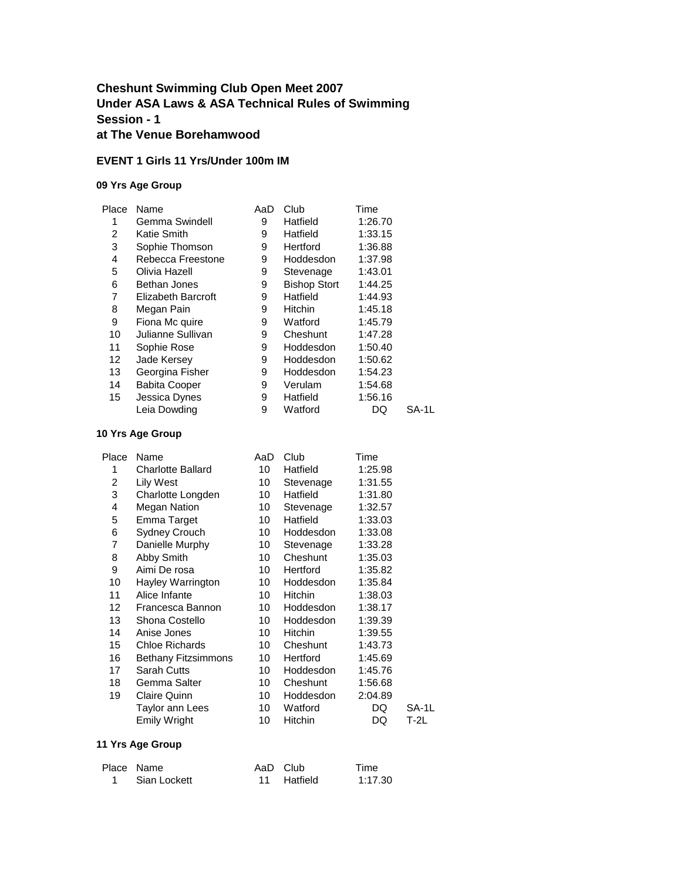**Cheshunt Swimming Club Open Meet 2007**
**Under ASA Laws & ASA Technical Rules of Swimming**
**Session - 1**
**at The Venue Borehamwood**

**EVENT 1 Girls 11 Yrs/Under 100m IM**

**09 Yrs Age Group**

| Place | Name | AaD | Club | Time | |
|---|---|---|---|---|---|
| 1 | Gemma Swindell | 9 | Hatfield | 1:26.70 | |
| 2 | Katie Smith | 9 | Hatfield | 1:33.15 | |
| 3 | Sophie Thomson | 9 | Hertford | 1:36.88 | |
| 4 | Rebecca Freestone | 9 | Hoddesdon | 1:37.98 | |
| 5 | Olivia Hazell | 9 | Stevenage | 1:43.01 | |
| 6 | Bethan Jones | 9 | Bishop Stort | 1:44.25 | |
| 7 | Elizabeth Barcroft | 9 | Hatfield | 1:44.93 | |
| 8 | Megan Pain | 9 | Hitchin | 1:45.18 | |
| 9 | Fiona Mc quire | 9 | Watford | 1:45.79 | |
| 10 | Julianne Sullivan | 9 | Cheshunt | 1:47.28 | |
| 11 | Sophie Rose | 9 | Hoddesdon | 1:50.40 | |
| 12 | Jade Kersey | 9 | Hoddesdon | 1:50.62 | |
| 13 | Georgina Fisher | 9 | Hoddesdon | 1:54.23 | |
| 14 | Babita Cooper | 9 | Verulam | 1:54.68 | |
| 15 | Jessica Dynes | 9 | Hatfield | 1:56.16 | |
| | Leia Dowding | 9 | Watford | DQ | SA-1L |

**10 Yrs Age Group**

| Place | Name | AaD | Club | Time | |
|---|---|---|---|---|---|
| 1 | Charlotte Ballard | 10 | Hatfield | 1:25.98 | |
| 2 | Lily West | 10 | Stevenage | 1:31.55 | |
| 3 | Charlotte Longden | 10 | Hatfield | 1:31.80 | |
| 4 | Megan Nation | 10 | Stevenage | 1:32.57 | |
| 5 | Emma Target | 10 | Hatfield | 1:33.03 | |
| 6 | Sydney Crouch | 10 | Hoddesdon | 1:33.08 | |
| 7 | Danielle Murphy | 10 | Stevenage | 1:33.28 | |
| 8 | Abby Smith | 10 | Cheshunt | 1:35.03 | |
| 9 | Aimi De rosa | 10 | Hertford | 1:35.82 | |
| 10 | Hayley Warrington | 10 | Hoddesdon | 1:35.84 | |
| 11 | Alice Infante | 10 | Hitchin | 1:38.03 | |
| 12 | Francesca Bannon | 10 | Hoddesdon | 1:38.17 | |
| 13 | Shona Costello | 10 | Hoddesdon | 1:39.39 | |
| 14 | Anise Jones | 10 | Hitchin | 1:39.55 | |
| 15 | Chloe Richards | 10 | Cheshunt | 1:43.73 | |
| 16 | Bethany Fitzsimmons | 10 | Hertford | 1:45.69 | |
| 17 | Sarah Cutts | 10 | Hoddesdon | 1:45.76 | |
| 18 | Gemma Salter | 10 | Cheshunt | 1:56.68 | |
| 19 | Claire Quinn | 10 | Hoddesdon | 2:04.89 | |
| | Taylor ann Lees | 10 | Watford | DQ | SA-1L |
| | Emily Wright | 10 | Hitchin | DQ | T-2L |

**11 Yrs Age Group**

| Place | Name | AaD | Club | Time |
|---|---|---|---|---|
| 1 | Sian Lockett | 11 | Hatfield | 1:17.30 |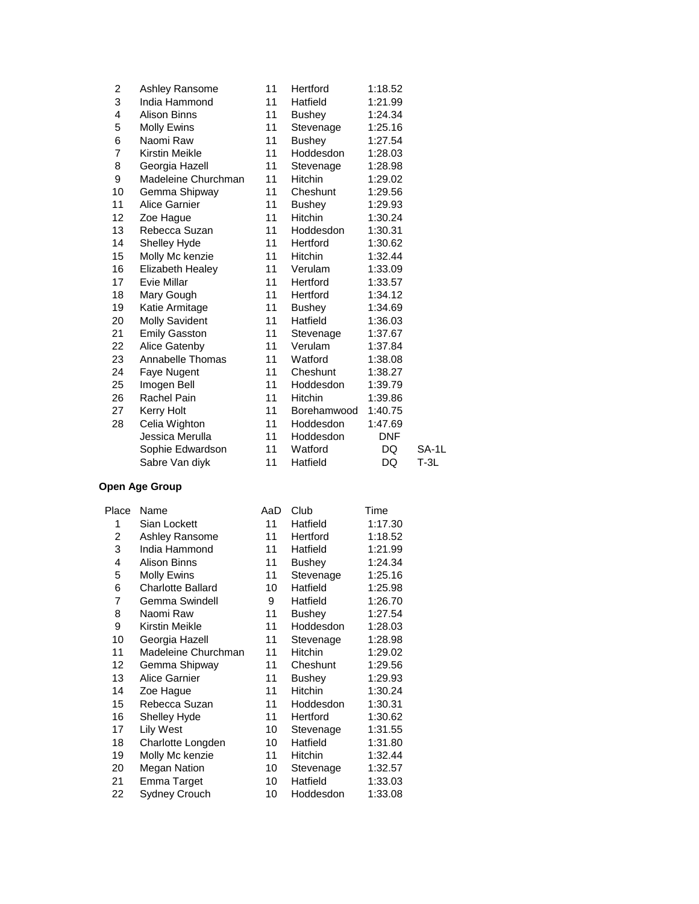| Place | Name | AaD | Club | Time | |
|---|---|---|---|---|---|
| 2 | Ashley Ransome | 11 | Hertford | 1:18.52 | |
| 3 | India Hammond | 11 | Hatfield | 1:21.99 | |
| 4 | Alison Binns | 11 | Bushey | 1:24.34 | |
| 5 | Molly Ewins | 11 | Stevenage | 1:25.16 | |
| 6 | Naomi Raw | 11 | Bushey | 1:27.54 | |
| 7 | Kirstin Meikle | 11 | Hoddesdon | 1:28.03 | |
| 8 | Georgia Hazell | 11 | Stevenage | 1:28.98 | |
| 9 | Madeleine Churchman | 11 | Hitchin | 1:29.02 | |
| 10 | Gemma Shipway | 11 | Cheshunt | 1:29.56 | |
| 11 | Alice Garnier | 11 | Bushey | 1:29.93 | |
| 12 | Zoe Hague | 11 | Hitchin | 1:30.24 | |
| 13 | Rebecca Suzan | 11 | Hoddesdon | 1:30.31 | |
| 14 | Shelley Hyde | 11 | Hertford | 1:30.62 | |
| 15 | Molly Mc kenzie | 11 | Hitchin | 1:32.44 | |
| 16 | Elizabeth Healey | 11 | Verulam | 1:33.09 | |
| 17 | Evie Millar | 11 | Hertford | 1:33.57 | |
| 18 | Mary Gough | 11 | Hertford | 1:34.12 | |
| 19 | Katie Armitage | 11 | Bushey | 1:34.69 | |
| 20 | Molly Savident | 11 | Hatfield | 1:36.03 | |
| 21 | Emily Gasston | 11 | Stevenage | 1:37.67 | |
| 22 | Alice Gatenby | 11 | Verulam | 1:37.84 | |
| 23 | Annabelle Thomas | 11 | Watford | 1:38.08 | |
| 24 | Faye Nugent | 11 | Cheshunt | 1:38.27 | |
| 25 | Imogen Bell | 11 | Hoddesdon | 1:39.79 | |
| 26 | Rachel Pain | 11 | Hitchin | 1:39.86 | |
| 27 | Kerry Holt | 11 | Borehamwood | 1:40.75 | |
| 28 | Celia Wighton | 11 | Hoddesdon | 1:47.69 | |
| | Jessica Merulla | 11 | Hoddesdon | DNF | |
| | Sophie Edwardson | 11 | Watford | DQ | SA-1L |
| | Sabre Van diyk | 11 | Hatfield | DQ | T-3L |

**Open Age Group**

| Place | Name | AaD | Club | Time |
|---|---|---|---|---|
| 1 | Sian Lockett | 11 | Hatfield | 1:17.30 |
| 2 | Ashley Ransome | 11 | Hertford | 1:18.52 |
| 3 | India Hammond | 11 | Hatfield | 1:21.99 |
| 4 | Alison Binns | 11 | Bushey | 1:24.34 |
| 5 | Molly Ewins | 11 | Stevenage | 1:25.16 |
| 6 | Charlotte Ballard | 10 | Hatfield | 1:25.98 |
| 7 | Gemma Swindell | 9 | Hatfield | 1:26.70 |
| 8 | Naomi Raw | 11 | Bushey | 1:27.54 |
| 9 | Kirstin Meikle | 11 | Hoddesdon | 1:28.03 |
| 10 | Georgia Hazell | 11 | Stevenage | 1:28.98 |
| 11 | Madeleine Churchman | 11 | Hitchin | 1:29.02 |
| 12 | Gemma Shipway | 11 | Cheshunt | 1:29.56 |
| 13 | Alice Garnier | 11 | Bushey | 1:29.93 |
| 14 | Zoe Hague | 11 | Hitchin | 1:30.24 |
| 15 | Rebecca Suzan | 11 | Hoddesdon | 1:30.31 |
| 16 | Shelley Hyde | 11 | Hertford | 1:30.62 |
| 17 | Lily West | 10 | Stevenage | 1:31.55 |
| 18 | Charlotte Longden | 10 | Hatfield | 1:31.80 |
| 19 | Molly Mc kenzie | 11 | Hitchin | 1:32.44 |
| 20 | Megan Nation | 10 | Stevenage | 1:32.57 |
| 21 | Emma Target | 10 | Hatfield | 1:33.03 |
| 22 | Sydney Crouch | 10 | Hoddesdon | 1:33.08 |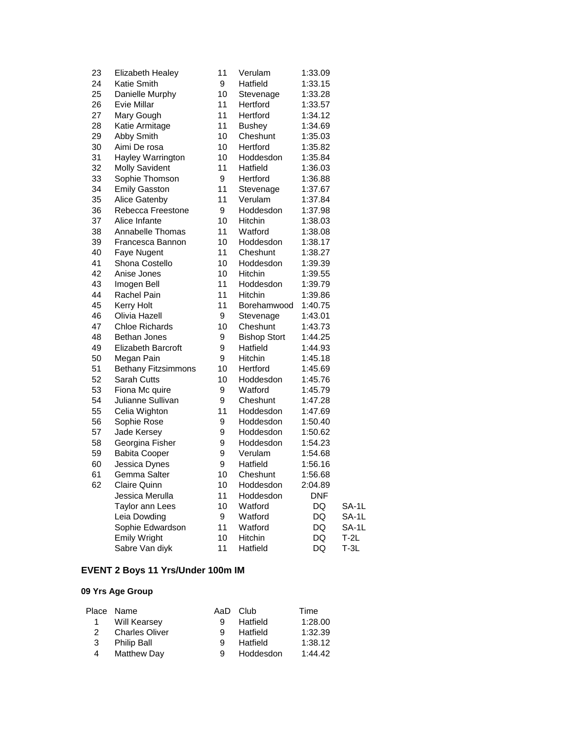| Place | Name | AaD | Club | Time | |
|---|---|---|---|---|---|
| 23 | Elizabeth Healey | 11 | Verulam | 1:33.09 | |
| 24 | Katie Smith | 9 | Hatfield | 1:33.15 | |
| 25 | Danielle Murphy | 10 | Stevenage | 1:33.28 | |
| 26 | Evie Millar | 11 | Hertford | 1:33.57 | |
| 27 | Mary Gough | 11 | Hertford | 1:34.12 | |
| 28 | Katie Armitage | 11 | Bushey | 1:34.69 | |
| 29 | Abby Smith | 10 | Cheshunt | 1:35.03 | |
| 30 | Aimi De rosa | 10 | Hertford | 1:35.82 | |
| 31 | Hayley Warrington | 10 | Hoddesdon | 1:35.84 | |
| 32 | Molly Savident | 11 | Hatfield | 1:36.03 | |
| 33 | Sophie Thomson | 9 | Hertford | 1:36.88 | |
| 34 | Emily Gasston | 11 | Stevenage | 1:37.67 | |
| 35 | Alice Gatenby | 11 | Verulam | 1:37.84 | |
| 36 | Rebecca Freestone | 9 | Hoddesdon | 1:37.98 | |
| 37 | Alice Infante | 10 | Hitchin | 1:38.03 | |
| 38 | Annabelle Thomas | 11 | Watford | 1:38.08 | |
| 39 | Francesca Bannon | 10 | Hoddesdon | 1:38.17 | |
| 40 | Faye Nugent | 11 | Cheshunt | 1:38.27 | |
| 41 | Shona Costello | 10 | Hoddesdon | 1:39.39 | |
| 42 | Anise Jones | 10 | Hitchin | 1:39.55 | |
| 43 | Imogen Bell | 11 | Hoddesdon | 1:39.79 | |
| 44 | Rachel Pain | 11 | Hitchin | 1:39.86 | |
| 45 | Kerry Holt | 11 | Borehamwood | 1:40.75 | |
| 46 | Olivia Hazell | 9 | Stevenage | 1:43.01 | |
| 47 | Chloe Richards | 10 | Cheshunt | 1:43.73 | |
| 48 | Bethan Jones | 9 | Bishop Stort | 1:44.25 | |
| 49 | Elizabeth Barcroft | 9 | Hatfield | 1:44.93 | |
| 50 | Megan Pain | 9 | Hitchin | 1:45.18 | |
| 51 | Bethany Fitzsimmons | 10 | Hertford | 1:45.69 | |
| 52 | Sarah Cutts | 10 | Hoddesdon | 1:45.76 | |
| 53 | Fiona Mc quire | 9 | Watford | 1:45.79 | |
| 54 | Julianne Sullivan | 9 | Cheshunt | 1:47.28 | |
| 55 | Celia Wighton | 11 | Hoddesdon | 1:47.69 | |
| 56 | Sophie Rose | 9 | Hoddesdon | 1:50.40 | |
| 57 | Jade Kersey | 9 | Hoddesdon | 1:50.62 | |
| 58 | Georgina Fisher | 9 | Hoddesdon | 1:54.23 | |
| 59 | Babita Cooper | 9 | Verulam | 1:54.68 | |
| 60 | Jessica Dynes | 9 | Hatfield | 1:56.16 | |
| 61 | Gemma Salter | 10 | Cheshunt | 1:56.68 | |
| 62 | Claire Quinn | 10 | Hoddesdon | 2:04.89 | |
| | Jessica Merulla | 11 | Hoddesdon | DNF | |
| | Taylor ann Lees | 10 | Watford | DQ | SA-1L |
| | Leia Dowding | 9 | Watford | DQ | SA-1L |
| | Sophie Edwardson | 11 | Watford | DQ | SA-1L |
| | Emily Wright | 10 | Hitchin | DQ | T-2L |
| | Sabre Van diyk | 11 | Hatfield | DQ | T-3L |

## EVENT 2 Boys 11 Yrs/Under 100m IM

### 09 Yrs Age Group

| Place | Name | AaD | Club | Time |
|---|---|---|---|---|
| 1 | Will Kearsey | 9 | Hatfield | 1:28.00 |
| 2 | Charles Oliver | 9 | Hatfield | 1:32.39 |
| 3 | Philip Ball | 9 | Hatfield | 1:38.12 |
| 4 | Matthew Day | 9 | Hoddesdon | 1:44.42 |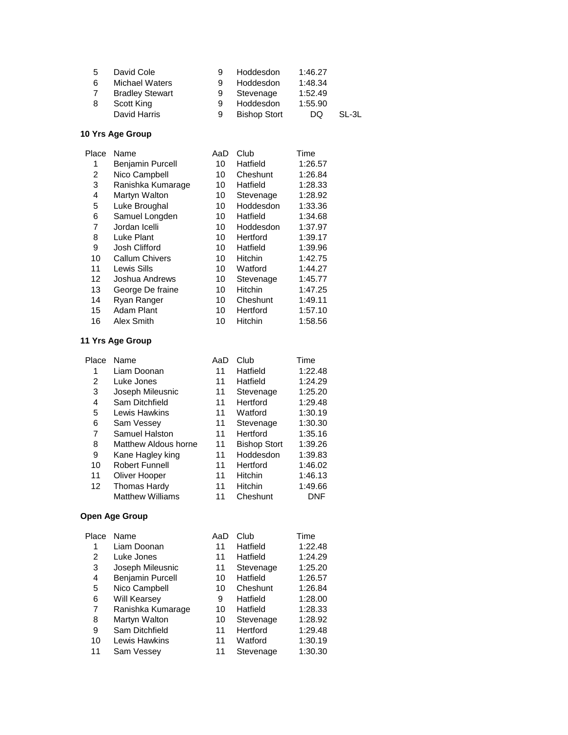| Place | Name | AaD | Club | Time | |
|---|---|---|---|---|---|
| 5 | David Cole | 9 | Hoddesdon | 1:46.27 | |
| 6 | Michael Waters | 9 | Hoddesdon | 1:48.34 | |
| 7 | Bradley Stewart | 9 | Stevenage | 1:52.49 | |
| 8 | Scott King | 9 | Hoddesdon | 1:55.90 | |
| | David Harris | 9 | Bishop Stort | DQ | SL-3L |

**10 Yrs Age Group**

| Place | Name | AaD | Club | Time |
|---|---|---|---|---|
| 1 | Benjamin Purcell | 10 | Hatfield | 1:26.57 |
| 2 | Nico Campbell | 10 | Cheshunt | 1:26.84 |
| 3 | Ranishka Kumarage | 10 | Hatfield | 1:28.33 |
| 4 | Martyn Walton | 10 | Stevenage | 1:28.92 |
| 5 | Luke Broughal | 10 | Hoddesdon | 1:33.36 |
| 6 | Samuel Longden | 10 | Hatfield | 1:34.68 |
| 7 | Jordan Icelli | 10 | Hoddesdon | 1:37.97 |
| 8 | Luke Plant | 10 | Hertford | 1:39.17 |
| 9 | Josh Clifford | 10 | Hatfield | 1:39.96 |
| 10 | Callum Chivers | 10 | Hitchin | 1:42.75 |
| 11 | Lewis Sills | 10 | Watford | 1:44.27 |
| 12 | Joshua Andrews | 10 | Stevenage | 1:45.77 |
| 13 | George De fraine | 10 | Hitchin | 1:47.25 |
| 14 | Ryan Ranger | 10 | Cheshunt | 1:49.11 |
| 15 | Adam Plant | 10 | Hertford | 1:57.10 |
| 16 | Alex Smith | 10 | Hitchin | 1:58.56 |

**11 Yrs Age Group**

| Place | Name | AaD | Club | Time |
|---|---|---|---|---|
| 1 | Liam Doonan | 11 | Hatfield | 1:22.48 |
| 2 | Luke Jones | 11 | Hatfield | 1:24.29 |
| 3 | Joseph Mileusnic | 11 | Stevenage | 1:25.20 |
| 4 | Sam Ditchfield | 11 | Hertford | 1:29.48 |
| 5 | Lewis Hawkins | 11 | Watford | 1:30.19 |
| 6 | Sam Vessey | 11 | Stevenage | 1:30.30 |
| 7 | Samuel Halston | 11 | Hertford | 1:35.16 |
| 8 | Matthew Aldous horne | 11 | Bishop Stort | 1:39.26 |
| 9 | Kane Hagley king | 11 | Hoddesdon | 1:39.83 |
| 10 | Robert Funnell | 11 | Hertford | 1:46.02 |
| 11 | Oliver Hooper | 11 | Hitchin | 1:46.13 |
| 12 | Thomas Hardy | 11 | Hitchin | 1:49.66 |
| | Matthew Williams | 11 | Cheshunt | DNF |

**Open Age Group**

| Place | Name | AaD | Club | Time |
|---|---|---|---|---|
| 1 | Liam Doonan | 11 | Hatfield | 1:22.48 |
| 2 | Luke Jones | 11 | Hatfield | 1:24.29 |
| 3 | Joseph Mileusnic | 11 | Stevenage | 1:25.20 |
| 4 | Benjamin Purcell | 10 | Hatfield | 1:26.57 |
| 5 | Nico Campbell | 10 | Cheshunt | 1:26.84 |
| 6 | Will Kearsey | 9 | Hatfield | 1:28.00 |
| 7 | Ranishka Kumarage | 10 | Hatfield | 1:28.33 |
| 8 | Martyn Walton | 10 | Stevenage | 1:28.92 |
| 9 | Sam Ditchfield | 11 | Hertford | 1:29.48 |
| 10 | Lewis Hawkins | 11 | Watford | 1:30.19 |
| 11 | Sam Vessey | 11 | Stevenage | 1:30.30 |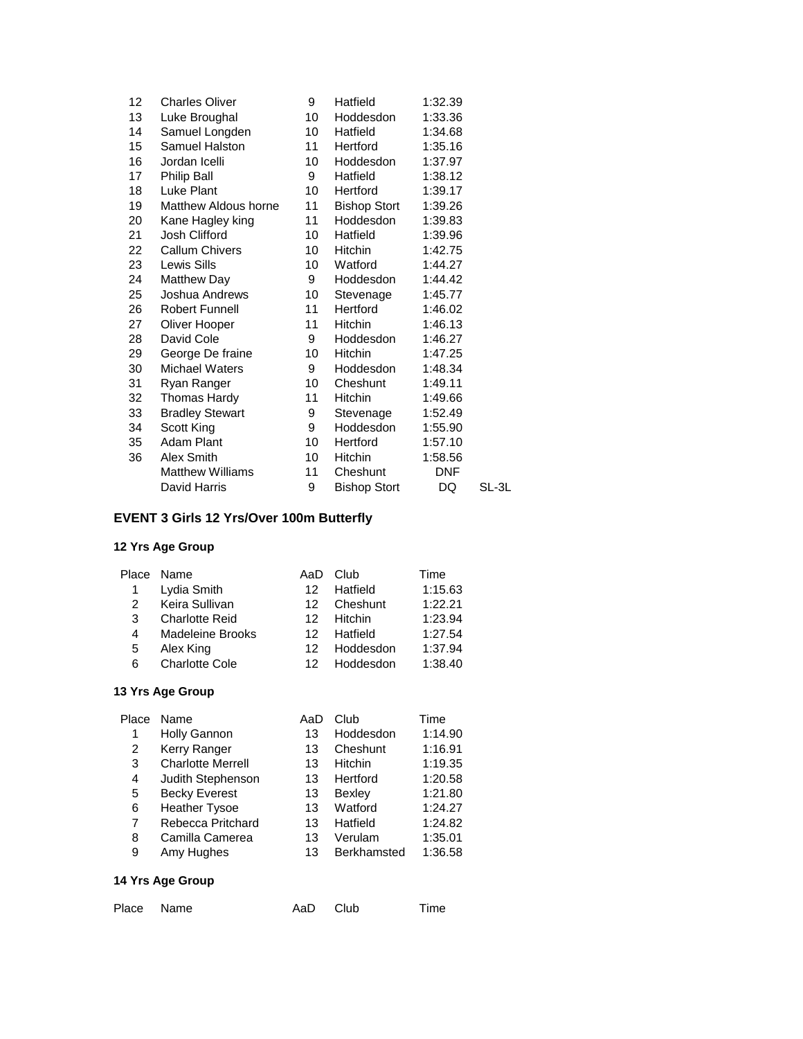| Place | Name | AaD | Club | Time | |
|---|---|---|---|---|---|
| 12 | Charles Oliver | 9 | Hatfield | 1:32.39 | |
| 13 | Luke Broughal | 10 | Hoddesdon | 1:33.36 | |
| 14 | Samuel Longden | 10 | Hatfield | 1:34.68 | |
| 15 | Samuel Halston | 11 | Hertford | 1:35.16 | |
| 16 | Jordan Icelli | 10 | Hoddesdon | 1:37.97 | |
| 17 | Philip Ball | 9 | Hatfield | 1:38.12 | |
| 18 | Luke Plant | 10 | Hertford | 1:39.17 | |
| 19 | Matthew Aldous horne | 11 | Bishop Stort | 1:39.26 | |
| 20 | Kane Hagley king | 11 | Hoddesdon | 1:39.83 | |
| 21 | Josh Clifford | 10 | Hatfield | 1:39.96 | |
| 22 | Callum Chivers | 10 | Hitchin | 1:42.75 | |
| 23 | Lewis Sills | 10 | Watford | 1:44.27 | |
| 24 | Matthew Day | 9 | Hoddesdon | 1:44.42 | |
| 25 | Joshua Andrews | 10 | Stevenage | 1:45.77 | |
| 26 | Robert Funnell | 11 | Hertford | 1:46.02 | |
| 27 | Oliver Hooper | 11 | Hitchin | 1:46.13 | |
| 28 | David Cole | 9 | Hoddesdon | 1:46.27 | |
| 29 | George De fraine | 10 | Hitchin | 1:47.25 | |
| 30 | Michael Waters | 9 | Hoddesdon | 1:48.34 | |
| 31 | Ryan Ranger | 10 | Cheshunt | 1:49.11 | |
| 32 | Thomas Hardy | 11 | Hitchin | 1:49.66 | |
| 33 | Bradley Stewart | 9 | Stevenage | 1:52.49 | |
| 34 | Scott King | 9 | Hoddesdon | 1:55.90 | |
| 35 | Adam Plant | 10 | Hertford | 1:57.10 | |
| 36 | Alex Smith | 10 | Hitchin | 1:58.56 | |
| | Matthew Williams | 11 | Cheshunt | DNF | |
| | David Harris | 9 | Bishop Stort | DQ | SL-3L |

## EVENT 3 Girls 12 Yrs/Over 100m Butterfly

### 12 Yrs Age Group

| Place | Name | AaD | Club | Time |
|---|---|---|---|---|
| 1 | Lydia Smith | 12 | Hatfield | 1:15.63 |
| 2 | Keira Sullivan | 12 | Cheshunt | 1:22.21 |
| 3 | Charlotte Reid | 12 | Hitchin | 1:23.94 |
| 4 | Madeleine Brooks | 12 | Hatfield | 1:27.54 |
| 5 | Alex King | 12 | Hoddesdon | 1:37.94 |
| 6 | Charlotte Cole | 12 | Hoddesdon | 1:38.40 |

### 13 Yrs Age Group

| Place | Name | AaD | Club | Time |
|---|---|---|---|---|
| 1 | Holly Gannon | 13 | Hoddesdon | 1:14.90 |
| 2 | Kerry Ranger | 13 | Cheshunt | 1:16.91 |
| 3 | Charlotte Merrell | 13 | Hitchin | 1:19.35 |
| 4 | Judith Stephenson | 13 | Hertford | 1:20.58 |
| 5 | Becky Everest | 13 | Bexley | 1:21.80 |
| 6 | Heather Tysoe | 13 | Watford | 1:24.27 |
| 7 | Rebecca Pritchard | 13 | Hatfield | 1:24.82 |
| 8 | Camilla Camerea | 13 | Verulam | 1:35.01 |
| 9 | Amy Hughes | 13 | Berkhamsted | 1:36.58 |

### 14 Yrs Age Group

| Place | Name | AaD | Club | Time |
|---|---|---|---|---|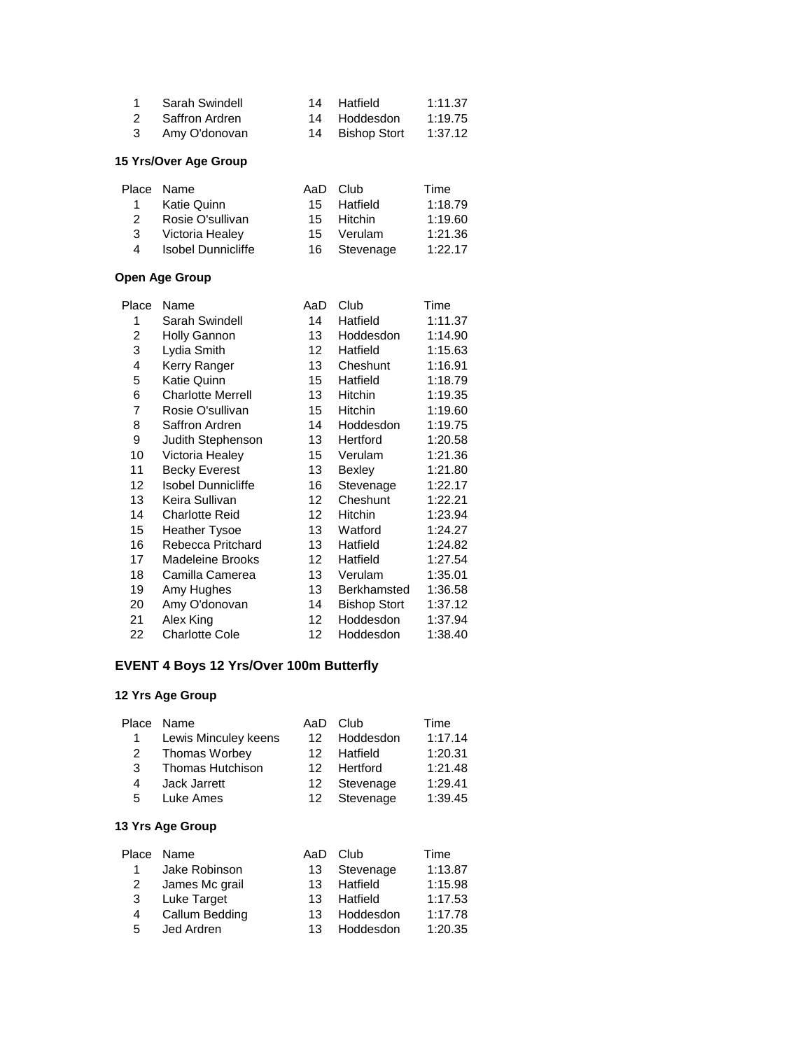| Place | Name | AaD | Club | Time |
|---|---|---|---|---|
| 1 | Sarah Swindell | 14 | Hatfield | 1:11.37 |
| 2 | Saffron Ardren | 14 | Hoddesdon | 1:19.75 |
| 3 | Amy O'donovan | 14 | Bishop Stort | 1:37.12 |

### 15 Yrs/Over Age Group

| Place | Name | AaD | Club | Time |
|---|---|---|---|---|
| 1 | Katie Quinn | 15 | Hatfield | 1:18.79 |
| 2 | Rosie O'sullivan | 15 | Hitchin | 1:19.60 |
| 3 | Victoria Healey | 15 | Verulam | 1:21.36 |
| 4 | Isobel Dunnicliffe | 16 | Stevenage | 1:22.17 |

### Open Age Group

| Place | Name | AaD | Club | Time |
|---|---|---|---|---|
| 1 | Sarah Swindell | 14 | Hatfield | 1:11.37 |
| 2 | Holly Gannon | 13 | Hoddesdon | 1:14.90 |
| 3 | Lydia Smith | 12 | Hatfield | 1:15.63 |
| 4 | Kerry Ranger | 13 | Cheshunt | 1:16.91 |
| 5 | Katie Quinn | 15 | Hatfield | 1:18.79 |
| 6 | Charlotte Merrell | 13 | Hitchin | 1:19.35 |
| 7 | Rosie O'sullivan | 15 | Hitchin | 1:19.60 |
| 8 | Saffron Ardren | 14 | Hoddesdon | 1:19.75 |
| 9 | Judith Stephenson | 13 | Hertford | 1:20.58 |
| 10 | Victoria Healey | 15 | Verulam | 1:21.36 |
| 11 | Becky Everest | 13 | Bexley | 1:21.80 |
| 12 | Isobel Dunnicliffe | 16 | Stevenage | 1:22.17 |
| 13 | Keira Sullivan | 12 | Cheshunt | 1:22.21 |
| 14 | Charlotte Reid | 12 | Hitchin | 1:23.94 |
| 15 | Heather Tysoe | 13 | Watford | 1:24.27 |
| 16 | Rebecca Pritchard | 13 | Hatfield | 1:24.82 |
| 17 | Madeleine Brooks | 12 | Hatfield | 1:27.54 |
| 18 | Camilla Camerea | 13 | Verulam | 1:35.01 |
| 19 | Amy Hughes | 13 | Berkhamsted | 1:36.58 |
| 20 | Amy O'donovan | 14 | Bishop Stort | 1:37.12 |
| 21 | Alex King | 12 | Hoddesdon | 1:37.94 |
| 22 | Charlotte Cole | 12 | Hoddesdon | 1:38.40 |

## EVENT 4 Boys 12 Yrs/Over 100m Butterfly

### 12 Yrs Age Group

| Place | Name | AaD | Club | Time |
|---|---|---|---|---|
| 1 | Lewis Minculey keens | 12 | Hoddesdon | 1:17.14 |
| 2 | Thomas Worbey | 12 | Hatfield | 1:20.31 |
| 3 | Thomas Hutchison | 12 | Hertford | 1:21.48 |
| 4 | Jack Jarrett | 12 | Stevenage | 1:29.41 |
| 5 | Luke Ames | 12 | Stevenage | 1:39.45 |

### 13 Yrs Age Group

| Place | Name | AaD | Club | Time |
|---|---|---|---|---|
| 1 | Jake Robinson | 13 | Stevenage | 1:13.87 |
| 2 | James Mc grail | 13 | Hatfield | 1:15.98 |
| 3 | Luke Target | 13 | Hatfield | 1:17.53 |
| 4 | Callum Bedding | 13 | Hoddesdon | 1:17.78 |
| 5 | Jed Ardren | 13 | Hoddesdon | 1:20.35 |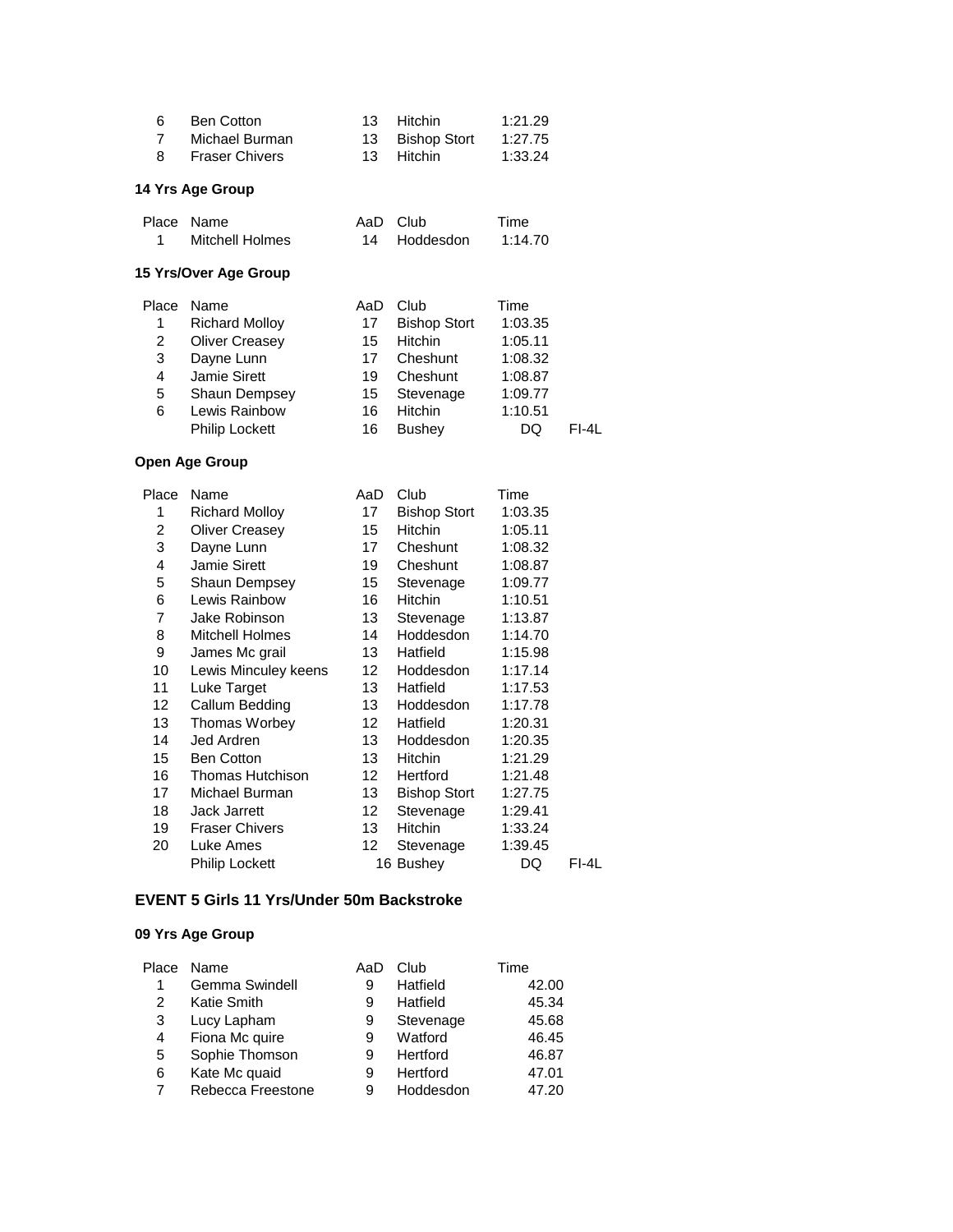| Place | Name | AaD | Club | Time | |
|---|---|---|---|---|---|
| 6 | Ben Cotton | 13 | Hitchin | 1:21.29 | |
| 7 | Michael Burman | 13 | Bishop Stort | 1:27.75 | |
| 8 | Fraser Chivers | 13 | Hitchin | 1:33.24 | |

### 14 Yrs Age Group

| Place | Name | AaD | Club | Time |
|---|---|---|---|---|
| 1 | Mitchell Holmes | 14 | Hoddesdon | 1:14.70 |

### 15 Yrs/Over Age Group

| Place | Name | AaD | Club | Time | |
|---|---|---|---|---|---|
| 1 | Richard Molloy | 17 | Bishop Stort | 1:03.35 | |
| 2 | Oliver Creasey | 15 | Hitchin | 1:05.11 | |
| 3 | Dayne Lunn | 17 | Cheshunt | 1:08.32 | |
| 4 | Jamie Sirett | 19 | Cheshunt | 1:08.87 | |
| 5 | Shaun Dempsey | 15 | Stevenage | 1:09.77 | |
| 6 | Lewis Rainbow | 16 | Hitchin | 1:10.51 | |
| | Philip Lockett | 16 | Bushey | DQ | FI-4L |

### Open Age Group

| Place | Name | AaD | Club | Time | |
|---|---|---|---|---|---|
| 1 | Richard Molloy | 17 | Bishop Stort | 1:03.35 | |
| 2 | Oliver Creasey | 15 | Hitchin | 1:05.11 | |
| 3 | Dayne Lunn | 17 | Cheshunt | 1:08.32 | |
| 4 | Jamie Sirett | 19 | Cheshunt | 1:08.87 | |
| 5 | Shaun Dempsey | 15 | Stevenage | 1:09.77 | |
| 6 | Lewis Rainbow | 16 | Hitchin | 1:10.51 | |
| 7 | Jake Robinson | 13 | Stevenage | 1:13.87 | |
| 8 | Mitchell Holmes | 14 | Hoddesdon | 1:14.70 | |
| 9 | James Mc grail | 13 | Hatfield | 1:15.98 | |
| 10 | Lewis Minculey keens | 12 | Hoddesdon | 1:17.14 | |
| 11 | Luke Target | 13 | Hatfield | 1:17.53 | |
| 12 | Callum Bedding | 13 | Hoddesdon | 1:17.78 | |
| 13 | Thomas Worbey | 12 | Hatfield | 1:20.31 | |
| 14 | Jed Ardren | 13 | Hoddesdon | 1:20.35 | |
| 15 | Ben Cotton | 13 | Hitchin | 1:21.29 | |
| 16 | Thomas Hutchison | 12 | Hertford | 1:21.48 | |
| 17 | Michael Burman | 13 | Bishop Stort | 1:27.75 | |
| 18 | Jack Jarrett | 12 | Stevenage | 1:29.41 | |
| 19 | Fraser Chivers | 13 | Hitchin | 1:33.24 | |
| 20 | Luke Ames | 12 | Stevenage | 1:39.45 | |
| | Philip Lockett | 16 | Bushey | DQ | FI-4L |

## EVENT 5 Girls 11 Yrs/Under 50m Backstroke

### 09 Yrs Age Group

| Place | Name | AaD | Club | Time |
|---|---|---|---|---|
| 1 | Gemma Swindell | 9 | Hatfield | 42.00 |
| 2 | Katie Smith | 9 | Hatfield | 45.34 |
| 3 | Lucy Lapham | 9 | Stevenage | 45.68 |
| 4 | Fiona Mc quire | 9 | Watford | 46.45 |
| 5 | Sophie Thomson | 9 | Hertford | 46.87 |
| 6 | Kate Mc quaid | 9 | Hertford | 47.01 |
| 7 | Rebecca Freestone | 9 | Hoddesdon | 47.20 |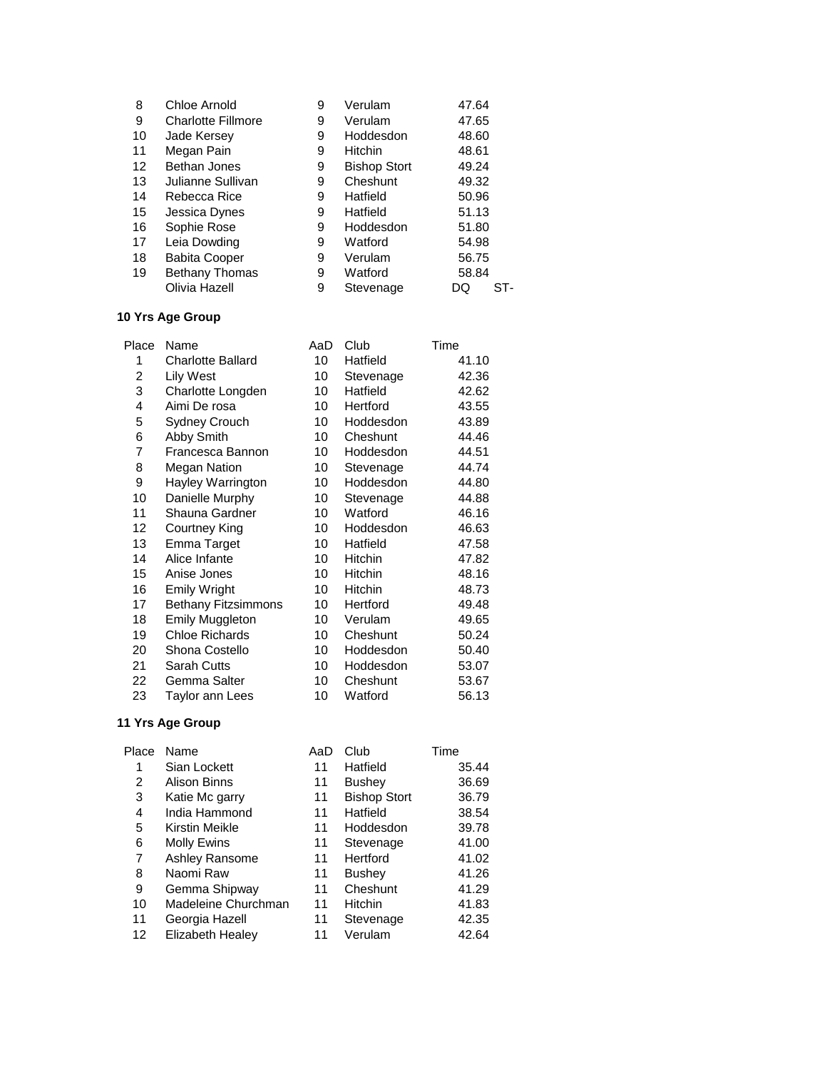| Place | Name | AaD | Club | Time | |
|---|---|---|---|---|---|
| 8 | Chloe Arnold | 9 | Verulam | 47.64 | |
| 9 | Charlotte Fillmore | 9 | Verulam | 47.65 | |
| 10 | Jade Kersey | 9 | Hoddesdon | 48.60 | |
| 11 | Megan Pain | 9 | Hitchin | 48.61 | |
| 12 | Bethan Jones | 9 | Bishop Stort | 49.24 | |
| 13 | Julianne Sullivan | 9 | Cheshunt | 49.32 | |
| 14 | Rebecca Rice | 9 | Hatfield | 50.96 | |
| 15 | Jessica Dynes | 9 | Hatfield | 51.13 | |
| 16 | Sophie Rose | 9 | Hoddesdon | 51.80 | |
| 17 | Leia Dowding | 9 | Watford | 54.98 | |
| 18 | Babita Cooper | 9 | Verulam | 56.75 | |
| 19 | Bethany Thomas | 9 | Watford | 58.84 | |
| | Olivia Hazell | 9 | Stevenage | DQ | ST- |

**10 Yrs Age Group**

| Place | Name | AaD | Club | Time |
|---|---|---|---|---|
| 1 | Charlotte Ballard | 10 | Hatfield | 41.10 |
| 2 | Lily West | 10 | Stevenage | 42.36 |
| 3 | Charlotte Longden | 10 | Hatfield | 42.62 |
| 4 | Aimi De rosa | 10 | Hertford | 43.55 |
| 5 | Sydney Crouch | 10 | Hoddesdon | 43.89 |
| 6 | Abby Smith | 10 | Cheshunt | 44.46 |
| 7 | Francesca Bannon | 10 | Hoddesdon | 44.51 |
| 8 | Megan Nation | 10 | Stevenage | 44.74 |
| 9 | Hayley Warrington | 10 | Hoddesdon | 44.80 |
| 10 | Danielle Murphy | 10 | Stevenage | 44.88 |
| 11 | Shauna Gardner | 10 | Watford | 46.16 |
| 12 | Courtney King | 10 | Hoddesdon | 46.63 |
| 13 | Emma Target | 10 | Hatfield | 47.58 |
| 14 | Alice Infante | 10 | Hitchin | 47.82 |
| 15 | Anise Jones | 10 | Hitchin | 48.16 |
| 16 | Emily Wright | 10 | Hitchin | 48.73 |
| 17 | Bethany Fitzsimmons | 10 | Hertford | 49.48 |
| 18 | Emily Muggleton | 10 | Verulam | 49.65 |
| 19 | Chloe Richards | 10 | Cheshunt | 50.24 |
| 20 | Shona Costello | 10 | Hoddesdon | 50.40 |
| 21 | Sarah Cutts | 10 | Hoddesdon | 53.07 |
| 22 | Gemma Salter | 10 | Cheshunt | 53.67 |
| 23 | Taylor ann Lees | 10 | Watford | 56.13 |

**11 Yrs Age Group**

| Place | Name | AaD | Club | Time |
|---|---|---|---|---|
| 1 | Sian Lockett | 11 | Hatfield | 35.44 |
| 2 | Alison Binns | 11 | Bushey | 36.69 |
| 3 | Katie Mc garry | 11 | Bishop Stort | 36.79 |
| 4 | India Hammond | 11 | Hatfield | 38.54 |
| 5 | Kirstin Meikle | 11 | Hoddesdon | 39.78 |
| 6 | Molly Ewins | 11 | Stevenage | 41.00 |
| 7 | Ashley Ransome | 11 | Hertford | 41.02 |
| 8 | Naomi Raw | 11 | Bushey | 41.26 |
| 9 | Gemma Shipway | 11 | Cheshunt | 41.29 |
| 10 | Madeleine Churchman | 11 | Hitchin | 41.83 |
| 11 | Georgia Hazell | 11 | Stevenage | 42.35 |
| 12 | Elizabeth Healey | 11 | Verulam | 42.64 |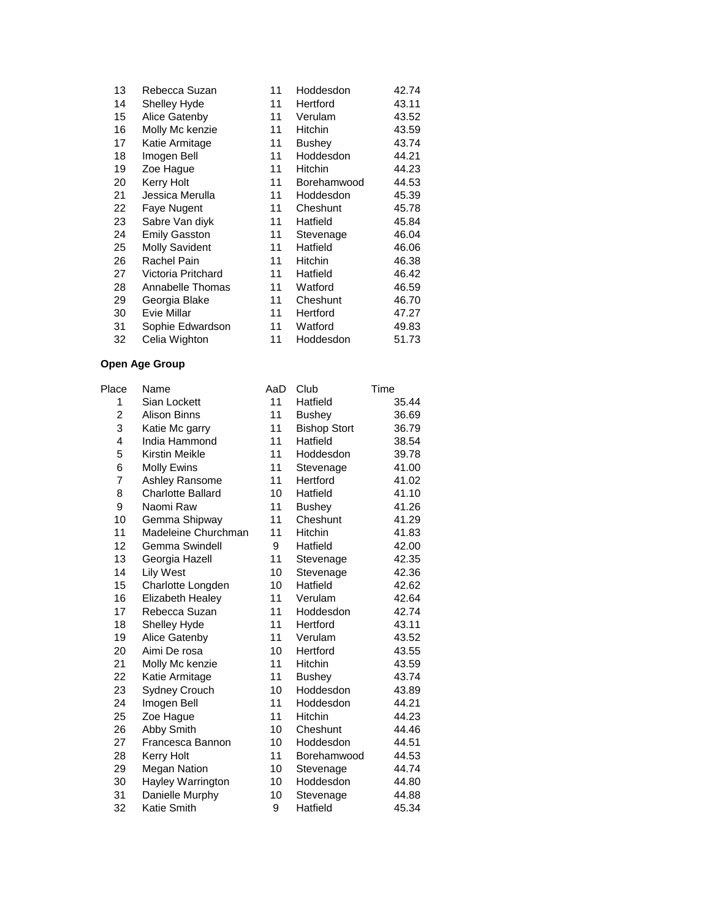| | | | | |
|---|---|---|---|---|
| 13 | Rebecca Suzan | 11 | Hoddesdon | 42.74 |
| 14 | Shelley Hyde | 11 | Hertford | 43.11 |
| 15 | Alice Gatenby | 11 | Verulam | 43.52 |
| 16 | Molly Mc kenzie | 11 | Hitchin | 43.59 |
| 17 | Katie Armitage | 11 | Bushey | 43.74 |
| 18 | Imogen Bell | 11 | Hoddesdon | 44.21 |
| 19 | Zoe Hague | 11 | Hitchin | 44.23 |
| 20 | Kerry Holt | 11 | Borehamwood | 44.53 |
| 21 | Jessica Merulla | 11 | Hoddesdon | 45.39 |
| 22 | Faye Nugent | 11 | Cheshunt | 45.78 |
| 23 | Sabre Van diyk | 11 | Hatfield | 45.84 |
| 24 | Emily Gasston | 11 | Stevenage | 46.04 |
| 25 | Molly Savident | 11 | Hatfield | 46.06 |
| 26 | Rachel Pain | 11 | Hitchin | 46.38 |
| 27 | Victoria Pritchard | 11 | Hatfield | 46.42 |
| 28 | Annabelle Thomas | 11 | Watford | 46.59 |
| 29 | Georgia Blake | 11 | Cheshunt | 46.70 |
| 30 | Evie Millar | 11 | Hertford | 47.27 |
| 31 | Sophie Edwardson | 11 | Watford | 49.83 |
| 32 | Celia Wighton | 11 | Hoddesdon | 51.73 |

**Open Age Group**

| Place | Name | AaD | Club | Time |
|---|---|---|---|---|
| 1 | Sian Lockett | 11 | Hatfield | 35.44 |
| 2 | Alison Binns | 11 | Bushey | 36.69 |
| 3 | Katie Mc garry | 11 | Bishop Stort | 36.79 |
| 4 | India Hammond | 11 | Hatfield | 38.54 |
| 5 | Kirstin Meikle | 11 | Hoddesdon | 39.78 |
| 6 | Molly Ewins | 11 | Stevenage | 41.00 |
| 7 | Ashley Ransome | 11 | Hertford | 41.02 |
| 8 | Charlotte Ballard | 10 | Hatfield | 41.10 |
| 9 | Naomi Raw | 11 | Bushey | 41.26 |
| 10 | Gemma Shipway | 11 | Cheshunt | 41.29 |
| 11 | Madeleine Churchman | 11 | Hitchin | 41.83 |
| 12 | Gemma Swindell | 9 | Hatfield | 42.00 |
| 13 | Georgia Hazell | 11 | Stevenage | 42.35 |
| 14 | Lily West | 10 | Stevenage | 42.36 |
| 15 | Charlotte Longden | 10 | Hatfield | 42.62 |
| 16 | Elizabeth Healey | 11 | Verulam | 42.64 |
| 17 | Rebecca Suzan | 11 | Hoddesdon | 42.74 |
| 18 | Shelley Hyde | 11 | Hertford | 43.11 |
| 19 | Alice Gatenby | 11 | Verulam | 43.52 |
| 20 | Aimi De rosa | 10 | Hertford | 43.55 |
| 21 | Molly Mc kenzie | 11 | Hitchin | 43.59 |
| 22 | Katie Armitage | 11 | Bushey | 43.74 |
| 23 | Sydney Crouch | 10 | Hoddesdon | 43.89 |
| 24 | Imogen Bell | 11 | Hoddesdon | 44.21 |
| 25 | Zoe Hague | 11 | Hitchin | 44.23 |
| 26 | Abby Smith | 10 | Cheshunt | 44.46 |
| 27 | Francesca Bannon | 10 | Hoddesdon | 44.51 |
| 28 | Kerry Holt | 11 | Borehamwood | 44.53 |
| 29 | Megan Nation | 10 | Stevenage | 44.74 |
| 30 | Hayley Warrington | 10 | Hoddesdon | 44.80 |
| 31 | Danielle Murphy | 10 | Stevenage | 44.88 |
| 32 | Katie Smith | 9 | Hatfield | 45.34 |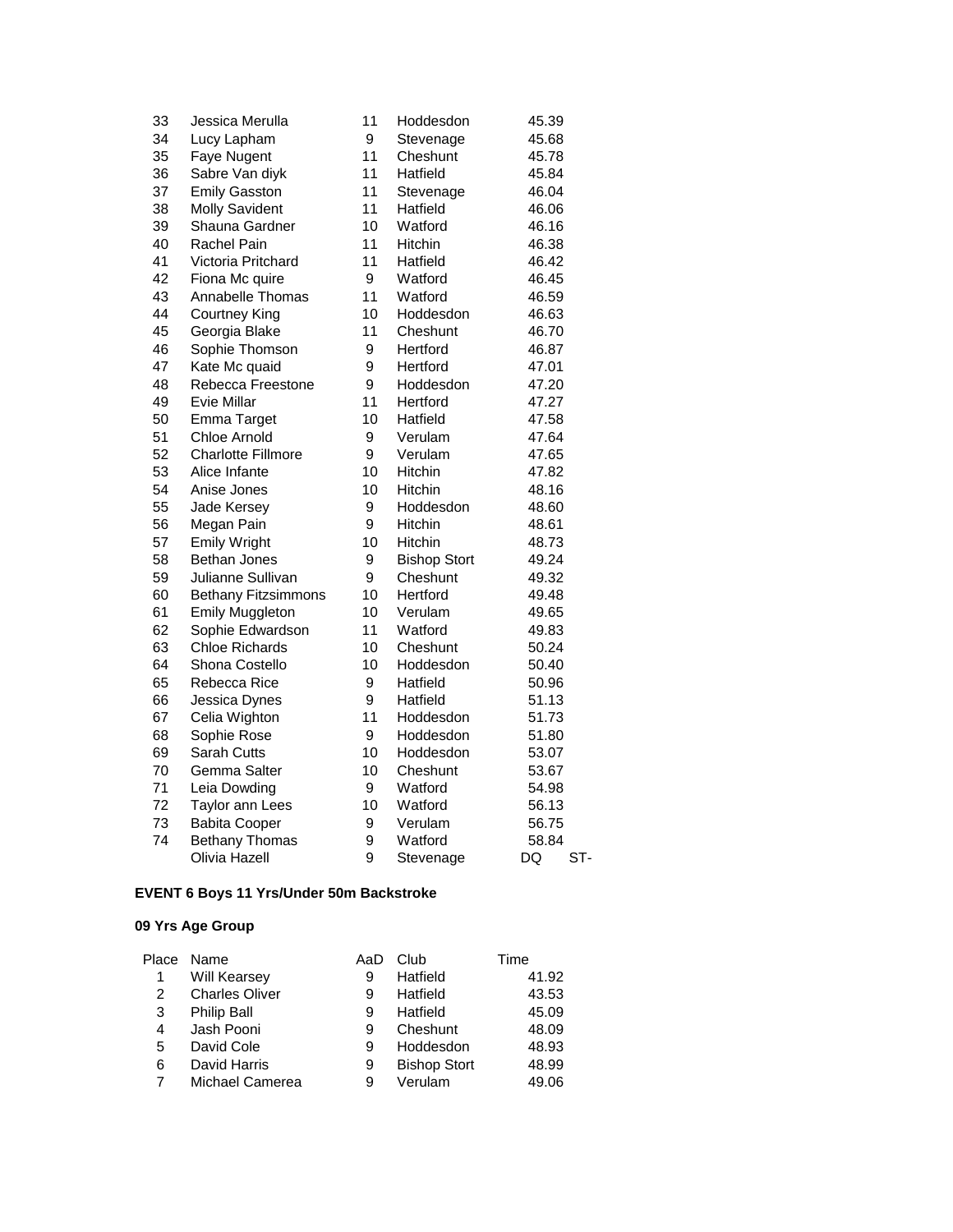| Place | Name | AaD | Club | Time | |
|---|---|---|---|---|---|
| 33 | Jessica Merulla | 11 | Hoddesdon | 45.39 | |
| 34 | Lucy Lapham | 9 | Stevenage | 45.68 | |
| 35 | Faye Nugent | 11 | Cheshunt | 45.78 | |
| 36 | Sabre Van diyk | 11 | Hatfield | 45.84 | |
| 37 | Emily Gasston | 11 | Stevenage | 46.04 | |
| 38 | Molly Savident | 11 | Hatfield | 46.06 | |
| 39 | Shauna Gardner | 10 | Watford | 46.16 | |
| 40 | Rachel Pain | 11 | Hitchin | 46.38 | |
| 41 | Victoria Pritchard | 11 | Hatfield | 46.42 | |
| 42 | Fiona Mc quire | 9 | Watford | 46.45 | |
| 43 | Annabelle Thomas | 11 | Watford | 46.59 | |
| 44 | Courtney King | 10 | Hoddesdon | 46.63 | |
| 45 | Georgia Blake | 11 | Cheshunt | 46.70 | |
| 46 | Sophie Thomson | 9 | Hertford | 46.87 | |
| 47 | Kate Mc quaid | 9 | Hertford | 47.01 | |
| 48 | Rebecca Freestone | 9 | Hoddesdon | 47.20 | |
| 49 | Evie Millar | 11 | Hertford | 47.27 | |
| 50 | Emma Target | 10 | Hatfield | 47.58 | |
| 51 | Chloe Arnold | 9 | Verulam | 47.64 | |
| 52 | Charlotte Fillmore | 9 | Verulam | 47.65 | |
| 53 | Alice Infante | 10 | Hitchin | 47.82 | |
| 54 | Anise Jones | 10 | Hitchin | 48.16 | |
| 55 | Jade Kersey | 9 | Hoddesdon | 48.60 | |
| 56 | Megan Pain | 9 | Hitchin | 48.61 | |
| 57 | Emily Wright | 10 | Hitchin | 48.73 | |
| 58 | Bethan Jones | 9 | Bishop Stort | 49.24 | |
| 59 | Julianne Sullivan | 9 | Cheshunt | 49.32 | |
| 60 | Bethany Fitzsimmons | 10 | Hertford | 49.48 | |
| 61 | Emily Muggleton | 10 | Verulam | 49.65 | |
| 62 | Sophie Edwardson | 11 | Watford | 49.83 | |
| 63 | Chloe Richards | 10 | Cheshunt | 50.24 | |
| 64 | Shona Costello | 10 | Hoddesdon | 50.40 | |
| 65 | Rebecca Rice | 9 | Hatfield | 50.96 | |
| 66 | Jessica Dynes | 9 | Hatfield | 51.13 | |
| 67 | Celia Wighton | 11 | Hoddesdon | 51.73 | |
| 68 | Sophie Rose | 9 | Hoddesdon | 51.80 | |
| 69 | Sarah Cutts | 10 | Hoddesdon | 53.07 | |
| 70 | Gemma Salter | 10 | Cheshunt | 53.67 | |
| 71 | Leia Dowding | 9 | Watford | 54.98 | |
| 72 | Taylor ann Lees | 10 | Watford | 56.13 | |
| 73 | Babita Cooper | 9 | Verulam | 56.75 | |
| 74 | Bethany Thomas | 9 | Watford | 58.84 | |
| | Olivia Hazell | 9 | Stevenage | DQ | ST- |

**EVENT 6 Boys 11 Yrs/Under 50m Backstroke**

**09 Yrs Age Group**

| Place | Name | AaD | Club | Time |
|---|---|---|---|---|
| 1 | Will Kearsey | 9 | Hatfield | 41.92 |
| 2 | Charles Oliver | 9 | Hatfield | 43.53 |
| 3 | Philip Ball | 9 | Hatfield | 45.09 |
| 4 | Jash Pooni | 9 | Cheshunt | 48.09 |
| 5 | David Cole | 9 | Hoddesdon | 48.93 |
| 6 | David Harris | 9 | Bishop Stort | 48.99 |
| 7 | Michael Camerea | 9 | Verulam | 49.06 |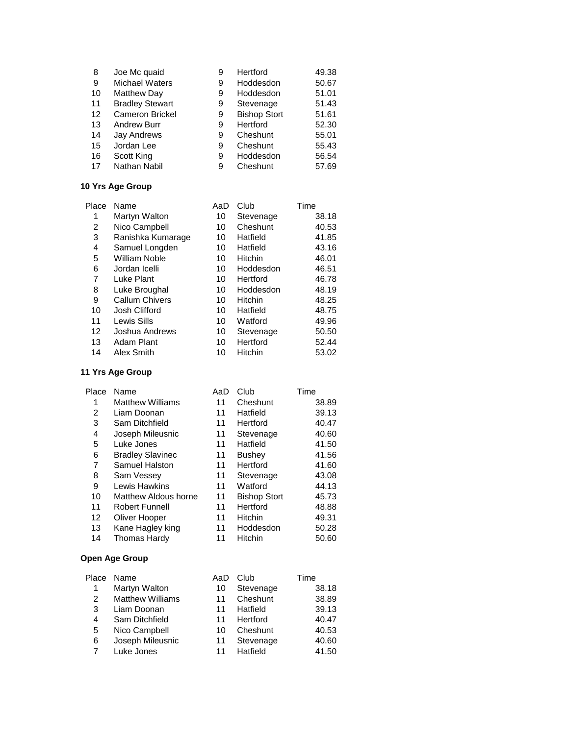| Place | Name | AaD | Club | Time |
|---|---|---|---|---|
| 8 | Joe Mc quaid | 9 | Hertford | 49.38 |
| 9 | Michael Waters | 9 | Hoddesdon | 50.67 |
| 10 | Matthew Day | 9 | Hoddesdon | 51.01 |
| 11 | Bradley Stewart | 9 | Stevenage | 51.43 |
| 12 | Cameron Brickel | 9 | Bishop Stort | 51.61 |
| 13 | Andrew Burr | 9 | Hertford | 52.30 |
| 14 | Jay Andrews | 9 | Cheshunt | 55.01 |
| 15 | Jordan Lee | 9 | Cheshunt | 55.43 |
| 16 | Scott King | 9 | Hoddesdon | 56.54 |
| 17 | Nathan Nabil | 9 | Cheshunt | 57.69 |

**10 Yrs Age Group**

| Place | Name | AaD | Club | Time |
|---|---|---|---|---|
| 1 | Martyn Walton | 10 | Stevenage | 38.18 |
| 2 | Nico Campbell | 10 | Cheshunt | 40.53 |
| 3 | Ranishka Kumarage | 10 | Hatfield | 41.85 |
| 4 | Samuel Longden | 10 | Hatfield | 43.16 |
| 5 | William Noble | 10 | Hitchin | 46.01 |
| 6 | Jordan Icelli | 10 | Hoddesdon | 46.51 |
| 7 | Luke Plant | 10 | Hertford | 46.78 |
| 8 | Luke Broughal | 10 | Hoddesdon | 48.19 |
| 9 | Callum Chivers | 10 | Hitchin | 48.25 |
| 10 | Josh Clifford | 10 | Hatfield | 48.75 |
| 11 | Lewis Sills | 10 | Watford | 49.96 |
| 12 | Joshua Andrews | 10 | Stevenage | 50.50 |
| 13 | Adam Plant | 10 | Hertford | 52.44 |
| 14 | Alex Smith | 10 | Hitchin | 53.02 |

**11 Yrs Age Group**

| Place | Name | AaD | Club | Time |
|---|---|---|---|---|
| 1 | Matthew Williams | 11 | Cheshunt | 38.89 |
| 2 | Liam Doonan | 11 | Hatfield | 39.13 |
| 3 | Sam Ditchfield | 11 | Hertford | 40.47 |
| 4 | Joseph Mileusnic | 11 | Stevenage | 40.60 |
| 5 | Luke Jones | 11 | Hatfield | 41.50 |
| 6 | Bradley Slavinec | 11 | Bushey | 41.56 |
| 7 | Samuel Halston | 11 | Hertford | 41.60 |
| 8 | Sam Vessey | 11 | Stevenage | 43.08 |
| 9 | Lewis Hawkins | 11 | Watford | 44.13 |
| 10 | Matthew Aldous horne | 11 | Bishop Stort | 45.73 |
| 11 | Robert Funnell | 11 | Hertford | 48.88 |
| 12 | Oliver Hooper | 11 | Hitchin | 49.31 |
| 13 | Kane Hagley king | 11 | Hoddesdon | 50.28 |
| 14 | Thomas Hardy | 11 | Hitchin | 50.60 |

**Open Age Group**

| Place | Name | AaD | Club | Time |
|---|---|---|---|---|
| 1 | Martyn Walton | 10 | Stevenage | 38.18 |
| 2 | Matthew Williams | 11 | Cheshunt | 38.89 |
| 3 | Liam Doonan | 11 | Hatfield | 39.13 |
| 4 | Sam Ditchfield | 11 | Hertford | 40.47 |
| 5 | Nico Campbell | 10 | Cheshunt | 40.53 |
| 6 | Joseph Mileusnic | 11 | Stevenage | 40.60 |
| 7 | Luke Jones | 11 | Hatfield | 41.50 |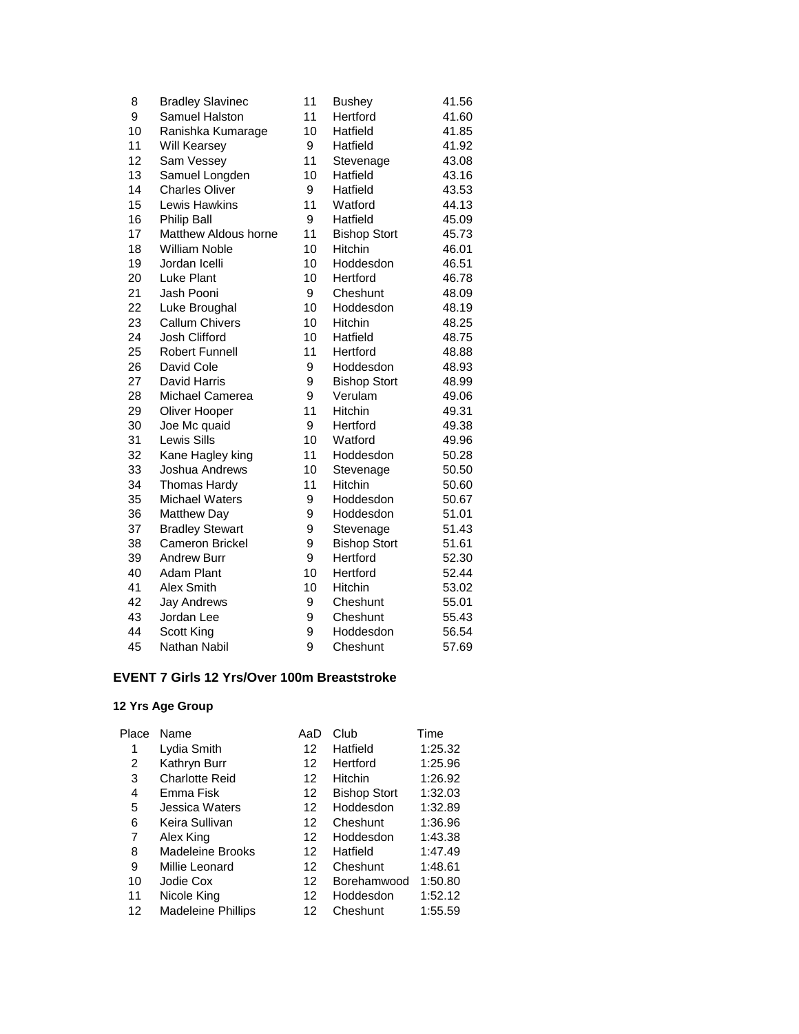| | | | | |
|---|---|---|---|---|
| 8 | Bradley Slavinec | 11 | Bushey | 41.56 |
| 9 | Samuel Halston | 11 | Hertford | 41.60 |
| 10 | Ranishka Kumarage | 10 | Hatfield | 41.85 |
| 11 | Will Kearsey | 9 | Hatfield | 41.92 |
| 12 | Sam Vessey | 11 | Stevenage | 43.08 |
| 13 | Samuel Longden | 10 | Hatfield | 43.16 |
| 14 | Charles Oliver | 9 | Hatfield | 43.53 |
| 15 | Lewis Hawkins | 11 | Watford | 44.13 |
| 16 | Philip Ball | 9 | Hatfield | 45.09 |
| 17 | Matthew Aldous horne | 11 | Bishop Stort | 45.73 |
| 18 | William Noble | 10 | Hitchin | 46.01 |
| 19 | Jordan Icelli | 10 | Hoddesdon | 46.51 |
| 20 | Luke Plant | 10 | Hertford | 46.78 |
| 21 | Jash Pooni | 9 | Cheshunt | 48.09 |
| 22 | Luke Broughal | 10 | Hoddesdon | 48.19 |
| 23 | Callum Chivers | 10 | Hitchin | 48.25 |
| 24 | Josh Clifford | 10 | Hatfield | 48.75 |
| 25 | Robert Funnell | 11 | Hertford | 48.88 |
| 26 | David Cole | 9 | Hoddesdon | 48.93 |
| 27 | David Harris | 9 | Bishop Stort | 48.99 |
| 28 | Michael Camerea | 9 | Verulam | 49.06 |
| 29 | Oliver Hooper | 11 | Hitchin | 49.31 |
| 30 | Joe Mc quaid | 9 | Hertford | 49.38 |
| 31 | Lewis Sills | 10 | Watford | 49.96 |
| 32 | Kane Hagley king | 11 | Hoddesdon | 50.28 |
| 33 | Joshua Andrews | 10 | Stevenage | 50.50 |
| 34 | Thomas Hardy | 11 | Hitchin | 50.60 |
| 35 | Michael Waters | 9 | Hoddesdon | 50.67 |
| 36 | Matthew Day | 9 | Hoddesdon | 51.01 |
| 37 | Bradley Stewart | 9 | Stevenage | 51.43 |
| 38 | Cameron Brickel | 9 | Bishop Stort | 51.61 |
| 39 | Andrew Burr | 9 | Hertford | 52.30 |
| 40 | Adam Plant | 10 | Hertford | 52.44 |
| 41 | Alex Smith | 10 | Hitchin | 53.02 |
| 42 | Jay Andrews | 9 | Cheshunt | 55.01 |
| 43 | Jordan Lee | 9 | Cheshunt | 55.43 |
| 44 | Scott King | 9 | Hoddesdon | 56.54 |
| 45 | Nathan Nabil | 9 | Cheshunt | 57.69 |

## EVENT 7 Girls 12 Yrs/Over 100m Breaststroke

### 12 Yrs Age Group

| Place | Name | AaD | Club | Time |
|---|---|---|---|---|
| 1 | Lydia Smith | 12 | Hatfield | 1:25.32 |
| 2 | Kathryn Burr | 12 | Hertford | 1:25.96 |
| 3 | Charlotte Reid | 12 | Hitchin | 1:26.92 |
| 4 | Emma Fisk | 12 | Bishop Stort | 1:32.03 |
| 5 | Jessica Waters | 12 | Hoddesdon | 1:32.89 |
| 6 | Keira Sullivan | 12 | Cheshunt | 1:36.96 |
| 7 | Alex King | 12 | Hoddesdon | 1:43.38 |
| 8 | Madeleine Brooks | 12 | Hatfield | 1:47.49 |
| 9 | Millie Leonard | 12 | Cheshunt | 1:48.61 |
| 10 | Jodie Cox | 12 | Borehamwood | 1:50.80 |
| 11 | Nicole King | 12 | Hoddesdon | 1:52.12 |
| 12 | Madeleine Phillips | 12 | Cheshunt | 1:55.59 |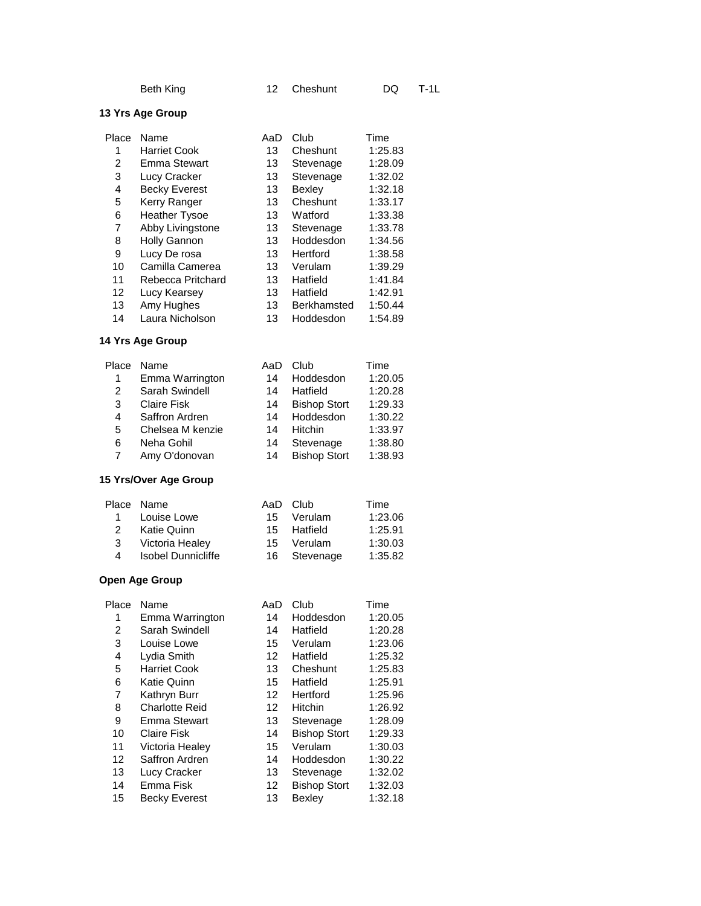| | Beth King | 12 | Cheshunt | DQ | T-1L |
|---|---|---|---|---|---|

**13 Yrs Age Group**

| Place | Name | AaD | Club | Time |
|---|---|---|---|---|
| 1 | Harriet Cook | 13 | Cheshunt | 1:25.83 |
| 2 | Emma Stewart | 13 | Stevenage | 1:28.09 |
| 3 | Lucy Cracker | 13 | Stevenage | 1:32.02 |
| 4 | Becky Everest | 13 | Bexley | 1:32.18 |
| 5 | Kerry Ranger | 13 | Cheshunt | 1:33.17 |
| 6 | Heather Tysoe | 13 | Watford | 1:33.38 |
| 7 | Abby Livingstone | 13 | Stevenage | 1:33.78 |
| 8 | Holly Gannon | 13 | Hoddesdon | 1:34.56 |
| 9 | Lucy De rosa | 13 | Hertford | 1:38.58 |
| 10 | Camilla Camerea | 13 | Verulam | 1:39.29 |
| 11 | Rebecca Pritchard | 13 | Hatfield | 1:41.84 |
| 12 | Lucy Kearsey | 13 | Hatfield | 1:42.91 |
| 13 | Amy Hughes | 13 | Berkhamsted | 1:50.44 |
| 14 | Laura Nicholson | 13 | Hoddesdon | 1:54.89 |

**14 Yrs Age Group**

| Place | Name | AaD | Club | Time |
|---|---|---|---|---|
| 1 | Emma Warrington | 14 | Hoddesdon | 1:20.05 |
| 2 | Sarah Swindell | 14 | Hatfield | 1:20.28 |
| 3 | Claire Fisk | 14 | Bishop Stort | 1:29.33 |
| 4 | Saffron Ardren | 14 | Hoddesdon | 1:30.22 |
| 5 | Chelsea M kenzie | 14 | Hitchin | 1:33.97 |
| 6 | Neha Gohil | 14 | Stevenage | 1:38.80 |
| 7 | Amy O'donovan | 14 | Bishop Stort | 1:38.93 |

**15 Yrs/Over Age Group**

| Place | Name | AaD | Club | Time |
|---|---|---|---|---|
| 1 | Louise Lowe | 15 | Verulam | 1:23.06 |
| 2 | Katie Quinn | 15 | Hatfield | 1:25.91 |
| 3 | Victoria Healey | 15 | Verulam | 1:30.03 |
| 4 | Isobel Dunnicliffe | 16 | Stevenage | 1:35.82 |

**Open Age Group**

| Place | Name | AaD | Club | Time |
|---|---|---|---|---|
| 1 | Emma Warrington | 14 | Hoddesdon | 1:20.05 |
| 2 | Sarah Swindell | 14 | Hatfield | 1:20.28 |
| 3 | Louise Lowe | 15 | Verulam | 1:23.06 |
| 4 | Lydia Smith | 12 | Hatfield | 1:25.32 |
| 5 | Harriet Cook | 13 | Cheshunt | 1:25.83 |
| 6 | Katie Quinn | 15 | Hatfield | 1:25.91 |
| 7 | Kathryn Burr | 12 | Hertford | 1:25.96 |
| 8 | Charlotte Reid | 12 | Hitchin | 1:26.92 |
| 9 | Emma Stewart | 13 | Stevenage | 1:28.09 |
| 10 | Claire Fisk | 14 | Bishop Stort | 1:29.33 |
| 11 | Victoria Healey | 15 | Verulam | 1:30.03 |
| 12 | Saffron Ardren | 14 | Hoddesdon | 1:30.22 |
| 13 | Lucy Cracker | 13 | Stevenage | 1:32.02 |
| 14 | Emma Fisk | 12 | Bishop Stort | 1:32.03 |
| 15 | Becky Everest | 13 | Bexley | 1:32.18 |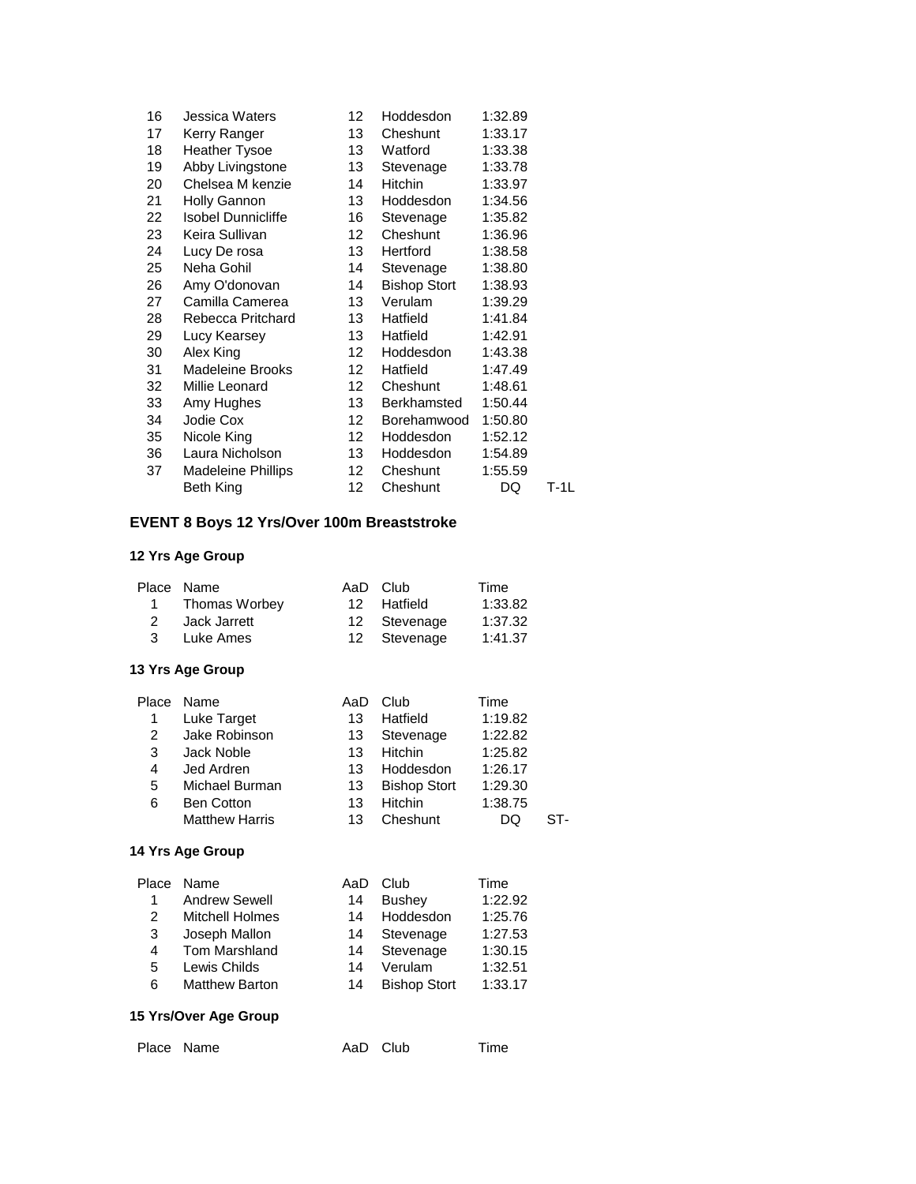| Place | Name | AaD | Club | Time | |
|---|---|---|---|---|---|
| 16 | Jessica Waters | 12 | Hoddesdon | 1:32.89 | |
| 17 | Kerry Ranger | 13 | Cheshunt | 1:33.17 | |
| 18 | Heather Tysoe | 13 | Watford | 1:33.38 | |
| 19 | Abby Livingstone | 13 | Stevenage | 1:33.78 | |
| 20 | Chelsea M kenzie | 14 | Hitchin | 1:33.97 | |
| 21 | Holly Gannon | 13 | Hoddesdon | 1:34.56 | |
| 22 | Isobel Dunnicliffe | 16 | Stevenage | 1:35.82 | |
| 23 | Keira Sullivan | 12 | Cheshunt | 1:36.96 | |
| 24 | Lucy De rosa | 13 | Hertford | 1:38.58 | |
| 25 | Neha Gohil | 14 | Stevenage | 1:38.80 | |
| 26 | Amy O'donovan | 14 | Bishop Stort | 1:38.93 | |
| 27 | Camilla Camerea | 13 | Verulam | 1:39.29 | |
| 28 | Rebecca Pritchard | 13 | Hatfield | 1:41.84 | |
| 29 | Lucy Kearsey | 13 | Hatfield | 1:42.91 | |
| 30 | Alex King | 12 | Hoddesdon | 1:43.38 | |
| 31 | Madeleine Brooks | 12 | Hatfield | 1:47.49 | |
| 32 | Millie Leonard | 12 | Cheshunt | 1:48.61 | |
| 33 | Amy Hughes | 13 | Berkhamsted | 1:50.44 | |
| 34 | Jodie Cox | 12 | Borehamwood | 1:50.80 | |
| 35 | Nicole King | 12 | Hoddesdon | 1:52.12 | |
| 36 | Laura Nicholson | 13 | Hoddesdon | 1:54.89 | |
| 37 | Madeleine Phillips | 12 | Cheshunt | 1:55.59 | |
| | Beth King | 12 | Cheshunt | DQ | T-1L |

## EVENT 8 Boys 12 Yrs/Over 100m Breaststroke

### 12 Yrs Age Group

| Place | Name | AaD | Club | Time |
|---|---|---|---|---|
| 1 | Thomas Worbey | 12 | Hatfield | 1:33.82 |
| 2 | Jack Jarrett | 12 | Stevenage | 1:37.32 |
| 3 | Luke Ames | 12 | Stevenage | 1:41.37 |

### 13 Yrs Age Group

| Place | Name | AaD | Club | Time | |
|---|---|---|---|---|---|
| 1 | Luke Target | 13 | Hatfield | 1:19.82 | |
| 2 | Jake Robinson | 13 | Stevenage | 1:22.82 | |
| 3 | Jack Noble | 13 | Hitchin | 1:25.82 | |
| 4 | Jed Ardren | 13 | Hoddesdon | 1:26.17 | |
| 5 | Michael Burman | 13 | Bishop Stort | 1:29.30 | |
| 6 | Ben Cotton | 13 | Hitchin | 1:38.75 | |
| | Matthew Harris | 13 | Cheshunt | DQ | ST- |

### 14 Yrs Age Group

| Place | Name | AaD | Club | Time |
|---|---|---|---|---|
| 1 | Andrew Sewell | 14 | Bushey | 1:22.92 |
| 2 | Mitchell Holmes | 14 | Hoddesdon | 1:25.76 |
| 3 | Joseph Mallon | 14 | Stevenage | 1:27.53 |
| 4 | Tom Marshland | 14 | Stevenage | 1:30.15 |
| 5 | Lewis Childs | 14 | Verulam | 1:32.51 |
| 6 | Matthew Barton | 14 | Bishop Stort | 1:33.17 |

### 15 Yrs/Over Age Group

| Place | Name | AaD | Club | Time |
|---|---|---|---|---|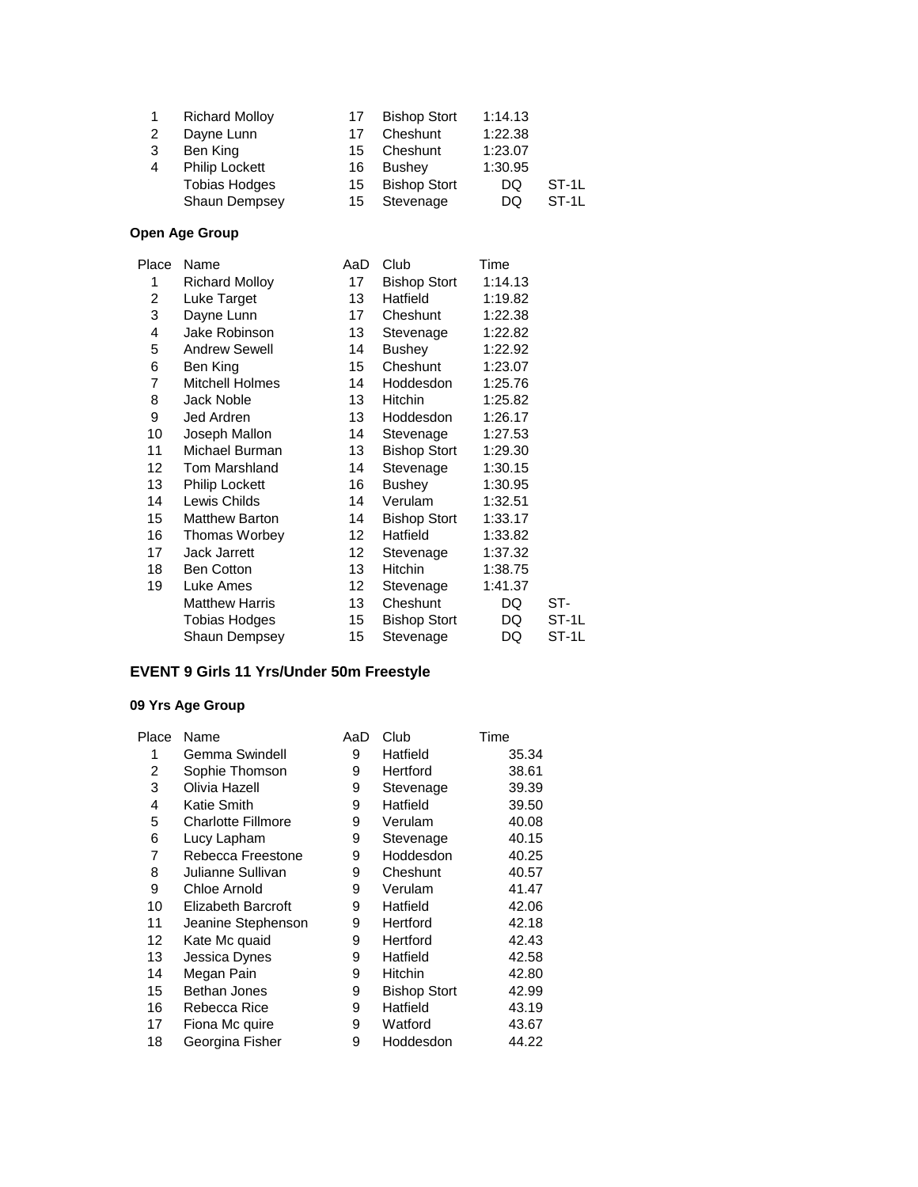| Place | Name | AaD | Club | Time | |
|---|---|---|---|---|---|
| 1 | Richard Molloy | 17 | Bishop Stort | 1:14.13 | |
| 2 | Dayne Lunn | 17 | Cheshunt | 1:22.38 | |
| 3 | Ben King | 15 | Cheshunt | 1:23.07 | |
| 4 | Philip Lockett | 16 | Bushey | 1:30.95 | |
| | Tobias Hodges | 15 | Bishop Stort | DQ | ST-1L |
| | Shaun Dempsey | 15 | Stevenage | DQ | ST-1L |

**Open Age Group**

| Place | Name | AaD | Club | Time | |
|---|---|---|---|---|---|
| 1 | Richard Molloy | 17 | Bishop Stort | 1:14.13 | |
| 2 | Luke Target | 13 | Hatfield | 1:19.82 | |
| 3 | Dayne Lunn | 17 | Cheshunt | 1:22.38 | |
| 4 | Jake Robinson | 13 | Stevenage | 1:22.82 | |
| 5 | Andrew Sewell | 14 | Bushey | 1:22.92 | |
| 6 | Ben King | 15 | Cheshunt | 1:23.07 | |
| 7 | Mitchell Holmes | 14 | Hoddesdon | 1:25.76 | |
| 8 | Jack Noble | 13 | Hitchin | 1:25.82 | |
| 9 | Jed Ardren | 13 | Hoddesdon | 1:26.17 | |
| 10 | Joseph Mallon | 14 | Stevenage | 1:27.53 | |
| 11 | Michael Burman | 13 | Bishop Stort | 1:29.30 | |
| 12 | Tom Marshland | 14 | Stevenage | 1:30.15 | |
| 13 | Philip Lockett | 16 | Bushey | 1:30.95 | |
| 14 | Lewis Childs | 14 | Verulam | 1:32.51 | |
| 15 | Matthew Barton | 14 | Bishop Stort | 1:33.17 | |
| 16 | Thomas Worbey | 12 | Hatfield | 1:33.82 | |
| 17 | Jack Jarrett | 12 | Stevenage | 1:37.32 | |
| 18 | Ben Cotton | 13 | Hitchin | 1:38.75 | |
| 19 | Luke Ames | 12 | Stevenage | 1:41.37 | |
| | Matthew Harris | 13 | Cheshunt | DQ | ST- |
| | Tobias Hodges | 15 | Bishop Stort | DQ | ST-1L |
| | Shaun Dempsey | 15 | Stevenage | DQ | ST-1L |

## EVENT 9 Girls 11 Yrs/Under 50m Freestyle

**09 Yrs Age Group**

| Place | Name | AaD | Club | Time |
|---|---|---|---|---|
| 1 | Gemma Swindell | 9 | Hatfield | 35.34 |
| 2 | Sophie Thomson | 9 | Hertford | 38.61 |
| 3 | Olivia Hazell | 9 | Stevenage | 39.39 |
| 4 | Katie Smith | 9 | Hatfield | 39.50 |
| 5 | Charlotte Fillmore | 9 | Verulam | 40.08 |
| 6 | Lucy Lapham | 9 | Stevenage | 40.15 |
| 7 | Rebecca Freestone | 9 | Hoddesdon | 40.25 |
| 8 | Julianne Sullivan | 9 | Cheshunt | 40.57 |
| 9 | Chloe Arnold | 9 | Verulam | 41.47 |
| 10 | Elizabeth Barcroft | 9 | Hatfield | 42.06 |
| 11 | Jeanine Stephenson | 9 | Hertford | 42.18 |
| 12 | Kate Mc quaid | 9 | Hertford | 42.43 |
| 13 | Jessica Dynes | 9 | Hatfield | 42.58 |
| 14 | Megan Pain | 9 | Hitchin | 42.80 |
| 15 | Bethan Jones | 9 | Bishop Stort | 42.99 |
| 16 | Rebecca Rice | 9 | Hatfield | 43.19 |
| 17 | Fiona Mc quire | 9 | Watford | 43.67 |
| 18 | Georgina Fisher | 9 | Hoddesdon | 44.22 |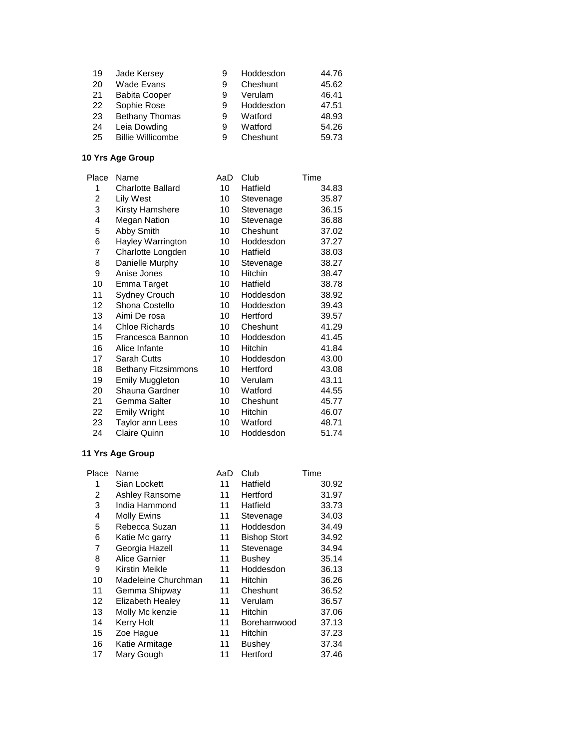| Place | Name | AaD | Club | Time |
|---|---|---|---|---|
| 19 | Jade Kersey | 9 | Hoddesdon | 44.76 |
| 20 | Wade Evans | 9 | Cheshunt | 45.62 |
| 21 | Babita Cooper | 9 | Verulam | 46.41 |
| 22 | Sophie Rose | 9 | Hoddesdon | 47.51 |
| 23 | Bethany Thomas | 9 | Watford | 48.93 |
| 24 | Leia Dowding | 9 | Watford | 54.26 |
| 25 | Billie Willicombe | 9 | Cheshunt | 59.73 |

**10 Yrs Age Group**

| Place | Name | AaD | Club | Time |
|---|---|---|---|---|
| 1 | Charlotte Ballard | 10 | Hatfield | 34.83 |
| 2 | Lily West | 10 | Stevenage | 35.87 |
| 3 | Kirsty Hamshere | 10 | Stevenage | 36.15 |
| 4 | Megan Nation | 10 | Stevenage | 36.88 |
| 5 | Abby Smith | 10 | Cheshunt | 37.02 |
| 6 | Hayley Warrington | 10 | Hoddesdon | 37.27 |
| 7 | Charlotte Longden | 10 | Hatfield | 38.03 |
| 8 | Danielle Murphy | 10 | Stevenage | 38.27 |
| 9 | Anise Jones | 10 | Hitchin | 38.47 |
| 10 | Emma Target | 10 | Hatfield | 38.78 |
| 11 | Sydney Crouch | 10 | Hoddesdon | 38.92 |
| 12 | Shona Costello | 10 | Hoddesdon | 39.43 |
| 13 | Aimi De rosa | 10 | Hertford | 39.57 |
| 14 | Chloe Richards | 10 | Cheshunt | 41.29 |
| 15 | Francesca Bannon | 10 | Hoddesdon | 41.45 |
| 16 | Alice Infante | 10 | Hitchin | 41.84 |
| 17 | Sarah Cutts | 10 | Hoddesdon | 43.00 |
| 18 | Bethany Fitzsimmons | 10 | Hertford | 43.08 |
| 19 | Emily Muggleton | 10 | Verulam | 43.11 |
| 20 | Shauna Gardner | 10 | Watford | 44.55 |
| 21 | Gemma Salter | 10 | Cheshunt | 45.77 |
| 22 | Emily Wright | 10 | Hitchin | 46.07 |
| 23 | Taylor ann Lees | 10 | Watford | 48.71 |
| 24 | Claire Quinn | 10 | Hoddesdon | 51.74 |

**11 Yrs Age Group**

| Place | Name | AaD | Club | Time |
|---|---|---|---|---|
| 1 | Sian Lockett | 11 | Hatfield | 30.92 |
| 2 | Ashley Ransome | 11 | Hertford | 31.97 |
| 3 | India Hammond | 11 | Hatfield | 33.73 |
| 4 | Molly Ewins | 11 | Stevenage | 34.03 |
| 5 | Rebecca Suzan | 11 | Hoddesdon | 34.49 |
| 6 | Katie Mc garry | 11 | Bishop Stort | 34.92 |
| 7 | Georgia Hazell | 11 | Stevenage | 34.94 |
| 8 | Alice Garnier | 11 | Bushey | 35.14 |
| 9 | Kirstin Meikle | 11 | Hoddesdon | 36.13 |
| 10 | Madeleine Churchman | 11 | Hitchin | 36.26 |
| 11 | Gemma Shipway | 11 | Cheshunt | 36.52 |
| 12 | Elizabeth Healey | 11 | Verulam | 36.57 |
| 13 | Molly Mc kenzie | 11 | Hitchin | 37.06 |
| 14 | Kerry Holt | 11 | Borehamwood | 37.13 |
| 15 | Zoe Hague | 11 | Hitchin | 37.23 |
| 16 | Katie Armitage | 11 | Bushey | 37.34 |
| 17 | Mary Gough | 11 | Hertford | 37.46 |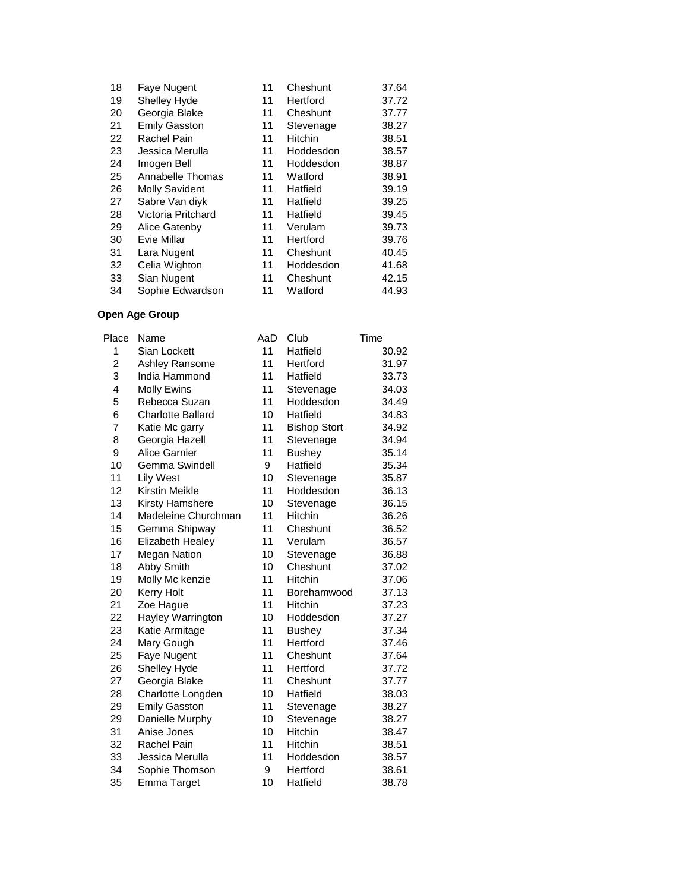| | | | | |
|---|---|---|---|---|
| 18 | Faye Nugent | 11 | Cheshunt | 37.64 |
| 19 | Shelley Hyde | 11 | Hertford | 37.72 |
| 20 | Georgia Blake | 11 | Cheshunt | 37.77 |
| 21 | Emily Gasston | 11 | Stevenage | 38.27 |
| 22 | Rachel Pain | 11 | Hitchin | 38.51 |
| 23 | Jessica Merulla | 11 | Hoddesdon | 38.57 |
| 24 | Imogen Bell | 11 | Hoddesdon | 38.87 |
| 25 | Annabelle Thomas | 11 | Watford | 38.91 |
| 26 | Molly Savident | 11 | Hatfield | 39.19 |
| 27 | Sabre Van diyk | 11 | Hatfield | 39.25 |
| 28 | Victoria Pritchard | 11 | Hatfield | 39.45 |
| 29 | Alice Gatenby | 11 | Verulam | 39.73 |
| 30 | Evie Millar | 11 | Hertford | 39.76 |
| 31 | Lara Nugent | 11 | Cheshunt | 40.45 |
| 32 | Celia Wighton | 11 | Hoddesdon | 41.68 |
| 33 | Sian Nugent | 11 | Cheshunt | 42.15 |
| 34 | Sophie Edwardson | 11 | Watford | 44.93 |

**Open Age Group**

| Place | Name | AaD | Club | Time |
|---|---|---|---|---|
| 1 | Sian Lockett | 11 | Hatfield | 30.92 |
| 2 | Ashley Ransome | 11 | Hertford | 31.97 |
| 3 | India Hammond | 11 | Hatfield | 33.73 |
| 4 | Molly Ewins | 11 | Stevenage | 34.03 |
| 5 | Rebecca Suzan | 11 | Hoddesdon | 34.49 |
| 6 | Charlotte Ballard | 10 | Hatfield | 34.83 |
| 7 | Katie Mc garry | 11 | Bishop Stort | 34.92 |
| 8 | Georgia Hazell | 11 | Stevenage | 34.94 |
| 9 | Alice Garnier | 11 | Bushey | 35.14 |
| 10 | Gemma Swindell | 9 | Hatfield | 35.34 |
| 11 | Lily West | 10 | Stevenage | 35.87 |
| 12 | Kirstin Meikle | 11 | Hoddesdon | 36.13 |
| 13 | Kirsty Hamshere | 10 | Stevenage | 36.15 |
| 14 | Madeleine Churchman | 11 | Hitchin | 36.26 |
| 15 | Gemma Shipway | 11 | Cheshunt | 36.52 |
| 16 | Elizabeth Healey | 11 | Verulam | 36.57 |
| 17 | Megan Nation | 10 | Stevenage | 36.88 |
| 18 | Abby Smith | 10 | Cheshunt | 37.02 |
| 19 | Molly Mc kenzie | 11 | Hitchin | 37.06 |
| 20 | Kerry Holt | 11 | Borehamwood | 37.13 |
| 21 | Zoe Hague | 11 | Hitchin | 37.23 |
| 22 | Hayley Warrington | 10 | Hoddesdon | 37.27 |
| 23 | Katie Armitage | 11 | Bushey | 37.34 |
| 24 | Mary Gough | 11 | Hertford | 37.46 |
| 25 | Faye Nugent | 11 | Cheshunt | 37.64 |
| 26 | Shelley Hyde | 11 | Hertford | 37.72 |
| 27 | Georgia Blake | 11 | Cheshunt | 37.77 |
| 28 | Charlotte Longden | 10 | Hatfield | 38.03 |
| 29 | Emily Gasston | 11 | Stevenage | 38.27 |
| 29 | Danielle Murphy | 10 | Stevenage | 38.27 |
| 31 | Anise Jones | 10 | Hitchin | 38.47 |
| 32 | Rachel Pain | 11 | Hitchin | 38.51 |
| 33 | Jessica Merulla | 11 | Hoddesdon | 38.57 |
| 34 | Sophie Thomson | 9 | Hertford | 38.61 |
| 35 | Emma Target | 10 | Hatfield | 38.78 |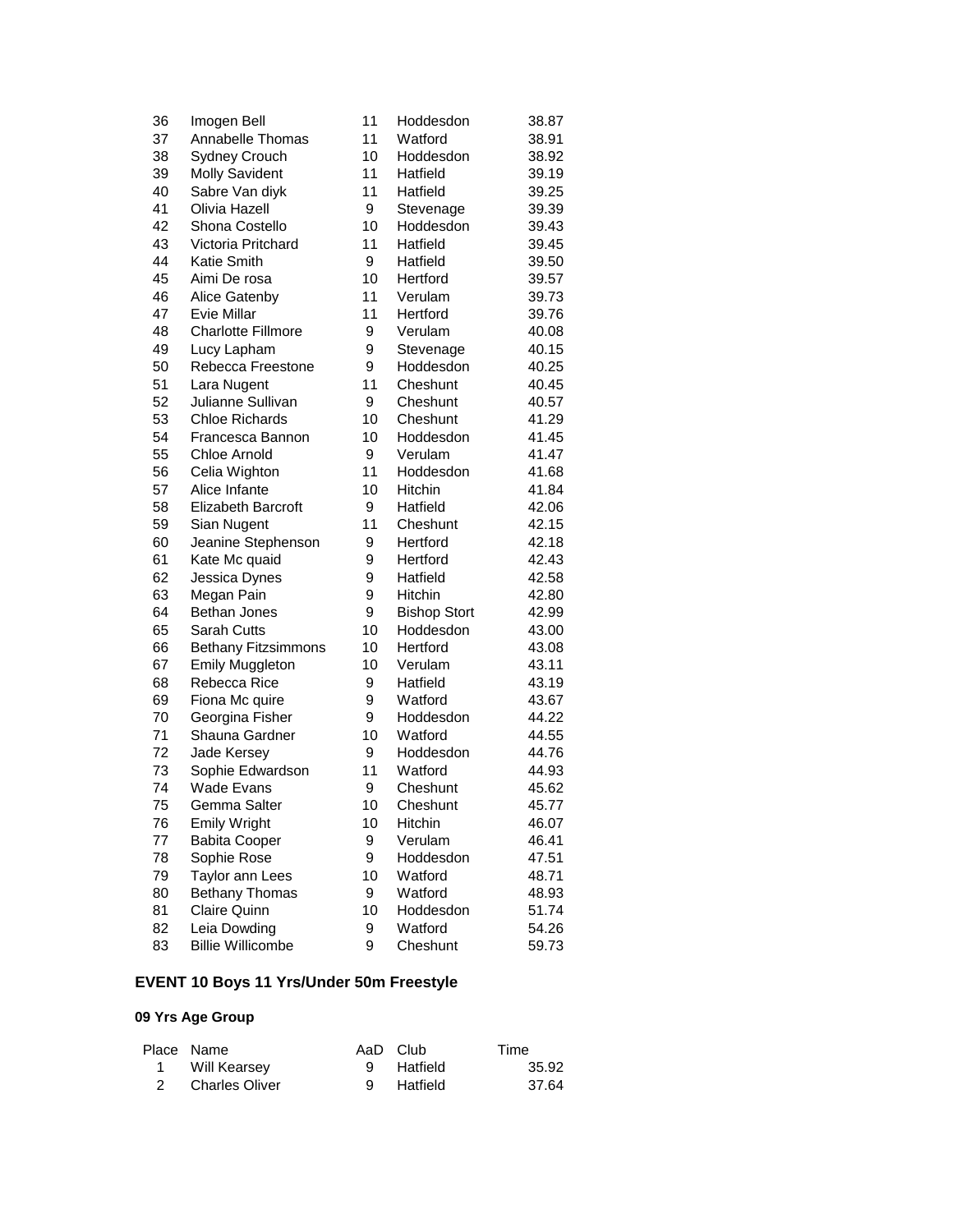| | | | | |
|---|---|---|---|---|
| 36 | Imogen Bell | 11 | Hoddesdon | 38.87 |
| 37 | Annabelle Thomas | 11 | Watford | 38.91 |
| 38 | Sydney Crouch | 10 | Hoddesdon | 38.92 |
| 39 | Molly Savident | 11 | Hatfield | 39.19 |
| 40 | Sabre Van diyk | 11 | Hatfield | 39.25 |
| 41 | Olivia Hazell | 9 | Stevenage | 39.39 |
| 42 | Shona Costello | 10 | Hoddesdon | 39.43 |
| 43 | Victoria Pritchard | 11 | Hatfield | 39.45 |
| 44 | Katie Smith | 9 | Hatfield | 39.50 |
| 45 | Aimi De rosa | 10 | Hertford | 39.57 |
| 46 | Alice Gatenby | 11 | Verulam | 39.73 |
| 47 | Evie Millar | 11 | Hertford | 39.76 |
| 48 | Charlotte Fillmore | 9 | Verulam | 40.08 |
| 49 | Lucy Lapham | 9 | Stevenage | 40.15 |
| 50 | Rebecca Freestone | 9 | Hoddesdon | 40.25 |
| 51 | Lara Nugent | 11 | Cheshunt | 40.45 |
| 52 | Julianne Sullivan | 9 | Cheshunt | 40.57 |
| 53 | Chloe Richards | 10 | Cheshunt | 41.29 |
| 54 | Francesca Bannon | 10 | Hoddesdon | 41.45 |
| 55 | Chloe Arnold | 9 | Verulam | 41.47 |
| 56 | Celia Wighton | 11 | Hoddesdon | 41.68 |
| 57 | Alice Infante | 10 | Hitchin | 41.84 |
| 58 | Elizabeth Barcroft | 9 | Hatfield | 42.06 |
| 59 | Sian Nugent | 11 | Cheshunt | 42.15 |
| 60 | Jeanine Stephenson | 9 | Hertford | 42.18 |
| 61 | Kate Mc quaid | 9 | Hertford | 42.43 |
| 62 | Jessica Dynes | 9 | Hatfield | 42.58 |
| 63 | Megan Pain | 9 | Hitchin | 42.80 |
| 64 | Bethan Jones | 9 | Bishop Stort | 42.99 |
| 65 | Sarah Cutts | 10 | Hoddesdon | 43.00 |
| 66 | Bethany Fitzsimmons | 10 | Hertford | 43.08 |
| 67 | Emily Muggleton | 10 | Verulam | 43.11 |
| 68 | Rebecca Rice | 9 | Hatfield | 43.19 |
| 69 | Fiona Mc quire | 9 | Watford | 43.67 |
| 70 | Georgina Fisher | 9 | Hoddesdon | 44.22 |
| 71 | Shauna Gardner | 10 | Watford | 44.55 |
| 72 | Jade Kersey | 9 | Hoddesdon | 44.76 |
| 73 | Sophie Edwardson | 11 | Watford | 44.93 |
| 74 | Wade Evans | 9 | Cheshunt | 45.62 |
| 75 | Gemma Salter | 10 | Cheshunt | 45.77 |
| 76 | Emily Wright | 10 | Hitchin | 46.07 |
| 77 | Babita Cooper | 9 | Verulam | 46.41 |
| 78 | Sophie Rose | 9 | Hoddesdon | 47.51 |
| 79 | Taylor ann Lees | 10 | Watford | 48.71 |
| 80 | Bethany Thomas | 9 | Watford | 48.93 |
| 81 | Claire Quinn | 10 | Hoddesdon | 51.74 |
| 82 | Leia Dowding | 9 | Watford | 54.26 |
| 83 | Billie Willicombe | 9 | Cheshunt | 59.73 |

## EVENT 10 Boys 11 Yrs/Under 50m Freestyle

### 09 Yrs Age Group

| Place | Name | AaD | Club | Time |
|---|---|---|---|---|
| 1 | Will Kearsey | 9 | Hatfield | 35.92 |
| 2 | Charles Oliver | 9 | Hatfield | 37.64 |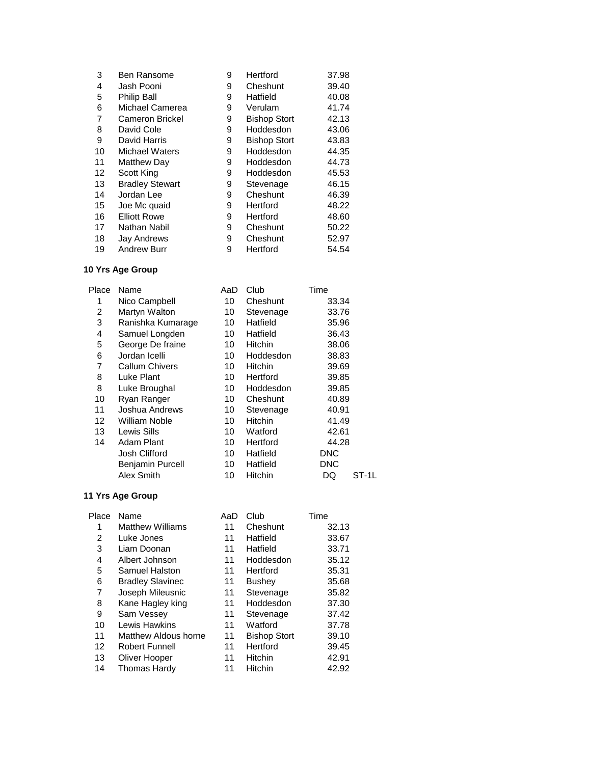| Place | Name | AaD | Club | Time | |
|---|---|---|---|---|---|
| 3 | Ben Ransome | 9 | Hertford | 37.98 | |
| 4 | Jash Pooni | 9 | Cheshunt | 39.40 | |
| 5 | Philip Ball | 9 | Hatfield | 40.08 | |
| 6 | Michael Camerea | 9 | Verulam | 41.74 | |
| 7 | Cameron Brickel | 9 | Bishop Stort | 42.13 | |
| 8 | David Cole | 9 | Hoddesdon | 43.06 | |
| 9 | David Harris | 9 | Bishop Stort | 43.83 | |
| 10 | Michael Waters | 9 | Hoddesdon | 44.35 | |
| 11 | Matthew Day | 9 | Hoddesdon | 44.73 | |
| 12 | Scott King | 9 | Hoddesdon | 45.53 | |
| 13 | Bradley Stewart | 9 | Stevenage | 46.15 | |
| 14 | Jordan Lee | 9 | Cheshunt | 46.39 | |
| 15 | Joe Mc quaid | 9 | Hertford | 48.22 | |
| 16 | Elliott Rowe | 9 | Hertford | 48.60 | |
| 17 | Nathan Nabil | 9 | Cheshunt | 50.22 | |
| 18 | Jay Andrews | 9 | Cheshunt | 52.97 | |
| 19 | Andrew Burr | 9 | Hertford | 54.54 | |

**10 Yrs Age Group**

| Place | Name | AaD | Club | Time | |
|---|---|---|---|---|---|
| 1 | Nico Campbell | 10 | Cheshunt | 33.34 | |
| 2 | Martyn Walton | 10 | Stevenage | 33.76 | |
| 3 | Ranishka Kumarage | 10 | Hatfield | 35.96 | |
| 4 | Samuel Longden | 10 | Hatfield | 36.43 | |
| 5 | George De fraine | 10 | Hitchin | 38.06 | |
| 6 | Jordan Icelli | 10 | Hoddesdon | 38.83 | |
| 7 | Callum Chivers | 10 | Hitchin | 39.69 | |
| 8 | Luke Plant | 10 | Hertford | 39.85 | |
| 8 | Luke Broughal | 10 | Hoddesdon | 39.85 | |
| 10 | Ryan Ranger | 10 | Cheshunt | 40.89 | |
| 11 | Joshua Andrews | 10 | Stevenage | 40.91 | |
| 12 | William Noble | 10 | Hitchin | 41.49 | |
| 13 | Lewis Sills | 10 | Watford | 42.61 | |
| 14 | Adam Plant | 10 | Hertford | 44.28 | |
| | Josh Clifford | 10 | Hatfield | DNC | |
| | Benjamin Purcell | 10 | Hatfield | DNC | |
| | Alex Smith | 10 | Hitchin | DQ | ST-1L |

**11 Yrs Age Group**

| Place | Name | AaD | Club | Time |
|---|---|---|---|---|
| 1 | Matthew Williams | 11 | Cheshunt | 32.13 |
| 2 | Luke Jones | 11 | Hatfield | 33.67 |
| 3 | Liam Doonan | 11 | Hatfield | 33.71 |
| 4 | Albert Johnson | 11 | Hoddesdon | 35.12 |
| 5 | Samuel Halston | 11 | Hertford | 35.31 |
| 6 | Bradley Slavinec | 11 | Bushey | 35.68 |
| 7 | Joseph Mileusnic | 11 | Stevenage | 35.82 |
| 8 | Kane Hagley king | 11 | Hoddesdon | 37.30 |
| 9 | Sam Vessey | 11 | Stevenage | 37.42 |
| 10 | Lewis Hawkins | 11 | Watford | 37.78 |
| 11 | Matthew Aldous horne | 11 | Bishop Stort | 39.10 |
| 12 | Robert Funnell | 11 | Hertford | 39.45 |
| 13 | Oliver Hooper | 11 | Hitchin | 42.91 |
| 14 | Thomas Hardy | 11 | Hitchin | 42.92 |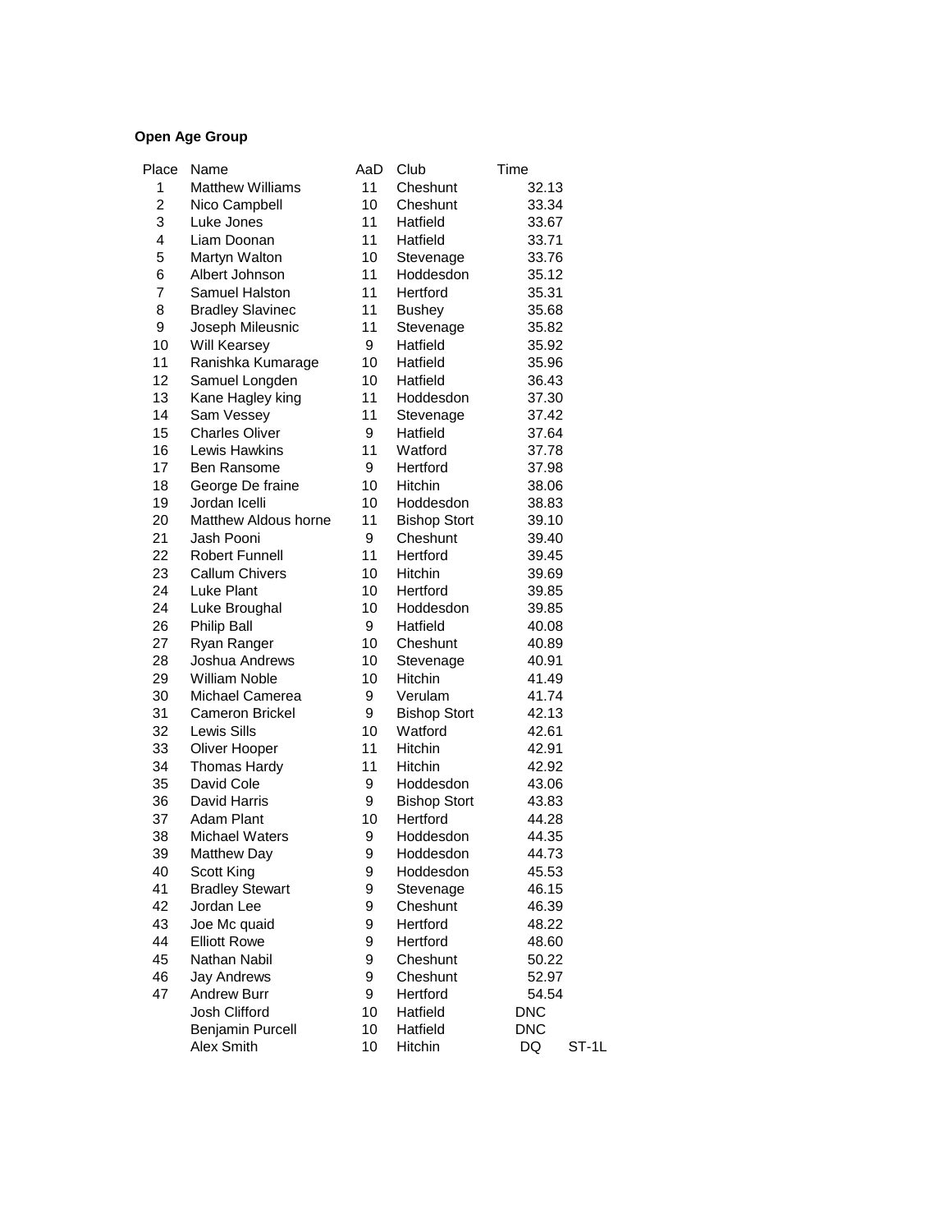**Open Age Group**

| Place | Name | AaD | Club | Time | |
|---|---|---|---|---|---|
| 1 | Matthew Williams | 11 | Cheshunt | 32.13 | |
| 2 | Nico Campbell | 10 | Cheshunt | 33.34 | |
| 3 | Luke Jones | 11 | Hatfield | 33.67 | |
| 4 | Liam Doonan | 11 | Hatfield | 33.71 | |
| 5 | Martyn Walton | 10 | Stevenage | 33.76 | |
| 6 | Albert Johnson | 11 | Hoddesdon | 35.12 | |
| 7 | Samuel Halston | 11 | Hertford | 35.31 | |
| 8 | Bradley Slavinec | 11 | Bushey | 35.68 | |
| 9 | Joseph Mileusnic | 11 | Stevenage | 35.82 | |
| 10 | Will Kearsey | 9 | Hatfield | 35.92 | |
| 11 | Ranishka Kumarage | 10 | Hatfield | 35.96 | |
| 12 | Samuel Longden | 10 | Hatfield | 36.43 | |
| 13 | Kane Hagley king | 11 | Hoddesdon | 37.30 | |
| 14 | Sam Vessey | 11 | Stevenage | 37.42 | |
| 15 | Charles Oliver | 9 | Hatfield | 37.64 | |
| 16 | Lewis Hawkins | 11 | Watford | 37.78 | |
| 17 | Ben Ransome | 9 | Hertford | 37.98 | |
| 18 | George De fraine | 10 | Hitchin | 38.06 | |
| 19 | Jordan Icelli | 10 | Hoddesdon | 38.83 | |
| 20 | Matthew Aldous horne | 11 | Bishop Stort | 39.10 | |
| 21 | Jash Pooni | 9 | Cheshunt | 39.40 | |
| 22 | Robert Funnell | 11 | Hertford | 39.45 | |
| 23 | Callum Chivers | 10 | Hitchin | 39.69 | |
| 24 | Luke Plant | 10 | Hertford | 39.85 | |
| 24 | Luke Broughal | 10 | Hoddesdon | 39.85 | |
| 26 | Philip Ball | 9 | Hatfield | 40.08 | |
| 27 | Ryan Ranger | 10 | Cheshunt | 40.89 | |
| 28 | Joshua Andrews | 10 | Stevenage | 40.91 | |
| 29 | William Noble | 10 | Hitchin | 41.49 | |
| 30 | Michael Camerea | 9 | Verulam | 41.74 | |
| 31 | Cameron Brickel | 9 | Bishop Stort | 42.13 | |
| 32 | Lewis Sills | 10 | Watford | 42.61 | |
| 33 | Oliver Hooper | 11 | Hitchin | 42.91 | |
| 34 | Thomas Hardy | 11 | Hitchin | 42.92 | |
| 35 | David Cole | 9 | Hoddesdon | 43.06 | |
| 36 | David Harris | 9 | Bishop Stort | 43.83 | |
| 37 | Adam Plant | 10 | Hertford | 44.28 | |
| 38 | Michael Waters | 9 | Hoddesdon | 44.35 | |
| 39 | Matthew Day | 9 | Hoddesdon | 44.73 | |
| 40 | Scott King | 9 | Hoddesdon | 45.53 | |
| 41 | Bradley Stewart | 9 | Stevenage | 46.15 | |
| 42 | Jordan Lee | 9 | Cheshunt | 46.39 | |
| 43 | Joe Mc quaid | 9 | Hertford | 48.22 | |
| 44 | Elliott Rowe | 9 | Hertford | 48.60 | |
| 45 | Nathan Nabil | 9 | Cheshunt | 50.22 | |
| 46 | Jay Andrews | 9 | Cheshunt | 52.97 | |
| 47 | Andrew Burr | 9 | Hertford | 54.54 | |
| | Josh Clifford | 10 | Hatfield | DNC | |
| | Benjamin Purcell | 10 | Hatfield | DNC | |
| | Alex Smith | 10 | Hitchin | DQ | ST-1L |